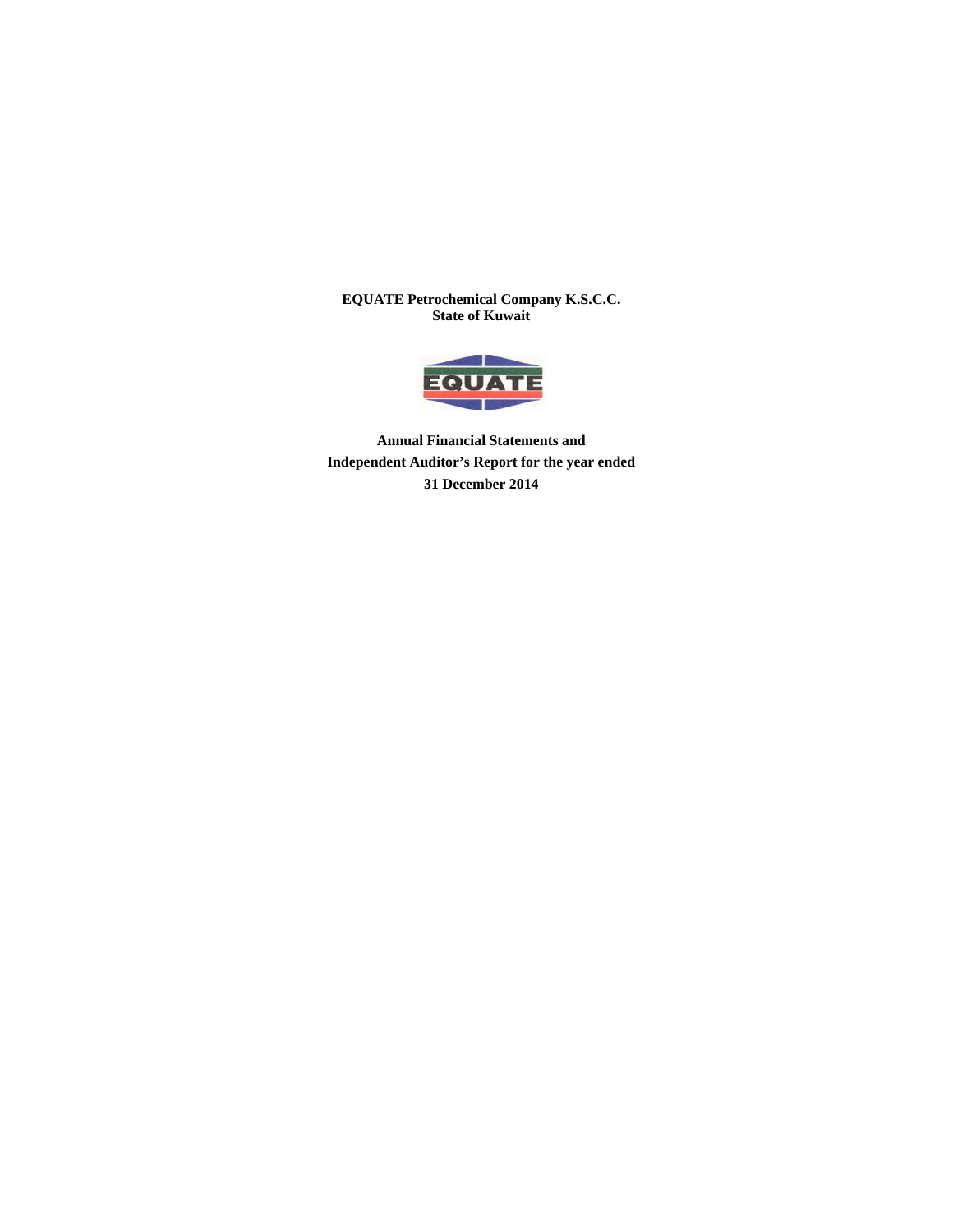**EQUATE Petrochemical Company K.S.C.C.**
**State of Kuwait**

**Annual Financial Statements and**
**Independent Auditor's Report for the year ended**
**31 December 2014**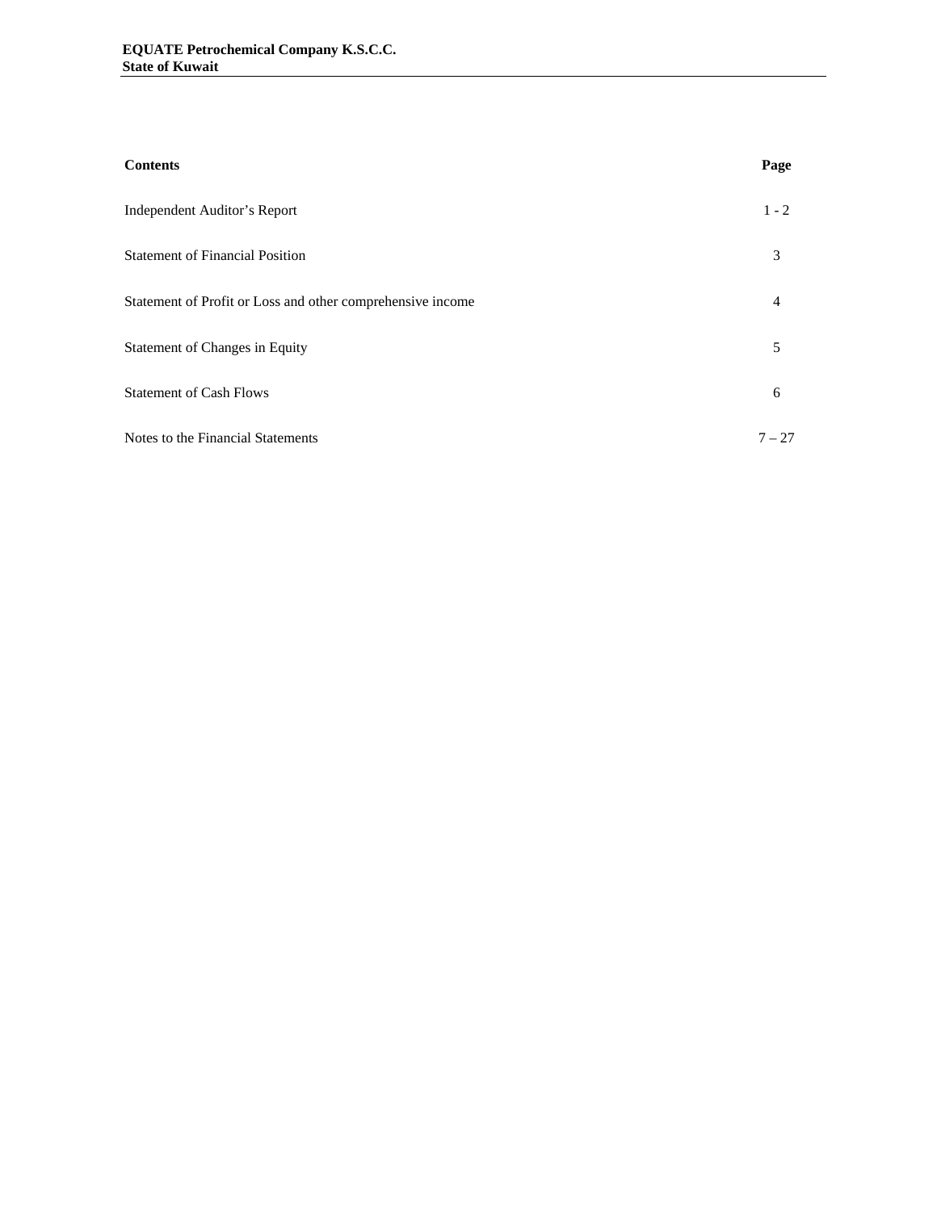| Contents | Page |
|---|---|
| Independent Auditor's Report | 1 - 2 |
| Statement of Financial Position | 3 |
| Statement of Profit or Loss and other comprehensive income | 4 |
| Statement of Changes in Equity | 5 |
| Statement of Cash Flows | 6 |
| Notes to the Financial Statements | 7 – 27 |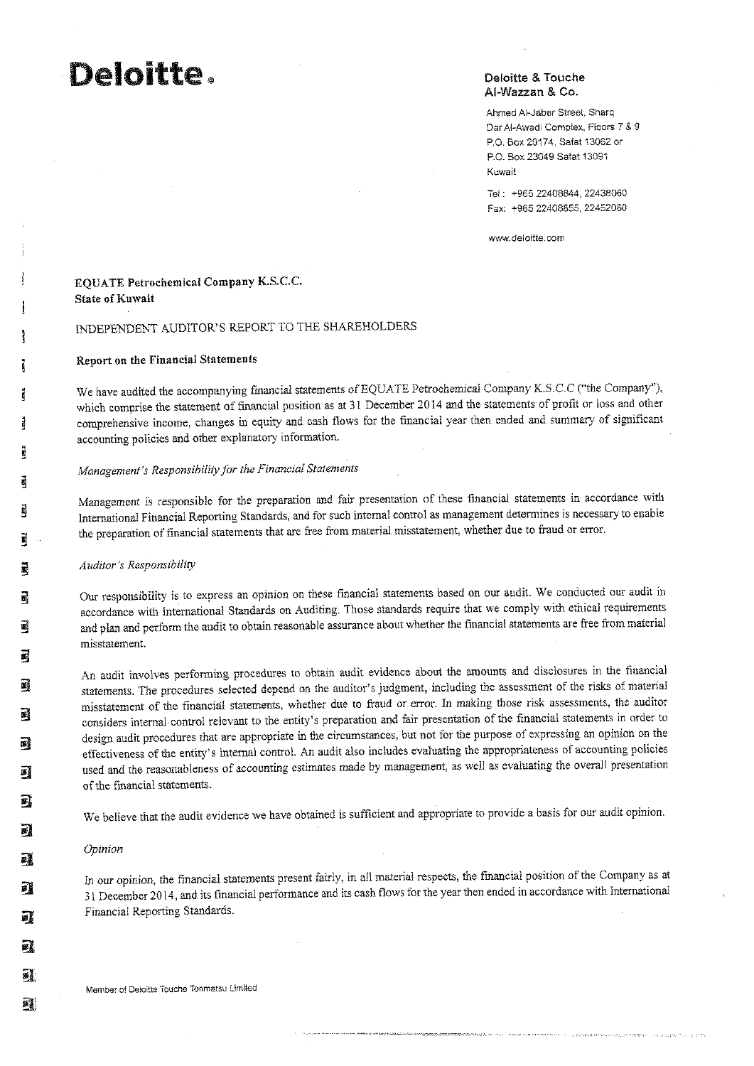# Deloitte.

**Deloitte & Touche Al-Wazzan & Co.**

Ahmed Al-Jaber Street, Sharq
Dar Al-Awadi Complex, Floors 7 & 9
P.O. Box 20174, Safat 13062 or
P.O. Box 23049 Safat 13091
Kuwait

Tel : +965 22408844, 22438060
Fax: +965 22408855, 22452080

www.deloitte.com

**EQUATE Petrochemical Company K.S.C.C.**
**State of Kuwait**

INDEPENDENT AUDITOR'S REPORT TO THE SHAREHOLDERS

**Report on the Financial Statements**

We have audited the accompanying financial statements of EQUATE Petrochemical Company K.S.C.C ("the Company"), which comprise the statement of financial position as at 31 December 2014 and the statements of profit or loss and other comprehensive income, changes in equity and cash flows for the financial year then ended and summary of significant accounting policies and other explanatory information.

*Management's Responsibility for the Financial Statements*

Management is responsible for the preparation and fair presentation of these financial statements in accordance with International Financial Reporting Standards, and for such internal control as management determines is necessary to enable the preparation of financial statements that are free from material misstatement, whether due to fraud or error.

*Auditor's Responsibility*

Our responsibility is to express an opinion on these financial statements based on our audit. We conducted our audit in accordance with International Standards on Auditing. Those standards require that we comply with ethical requirements and plan and perform the audit to obtain reasonable assurance about whether the financial statements are free from material misstatement.

An audit involves performing procedures to obtain audit evidence about the amounts and disclosures in the financial statements. The procedures selected depend on the auditor's judgment, including the assessment of the risks of material misstatement of the financial statements, whether due to fraud or error. In making those risk assessments, the auditor considers internal control relevant to the entity's preparation and fair presentation of the financial statements in order to design audit procedures that are appropriate in the circumstances, but not for the purpose of expressing an opinion on the effectiveness of the entity's internal control. An audit also includes evaluating the appropriateness of accounting policies used and the reasonableness of accounting estimates made by management, as well as evaluating the overall presentation of the financial statements.

We believe that the audit evidence we have obtained is sufficient and appropriate to provide a basis for our audit opinion.

*Opinion*

In our opinion, the financial statements present fairly, in all material respects, the financial position of the Company as at 31 December 2014, and its financial performance and its cash flows for the year then ended in accordance with International Financial Reporting Standards.

Member of Deloitte Touche Tohmatsu Limited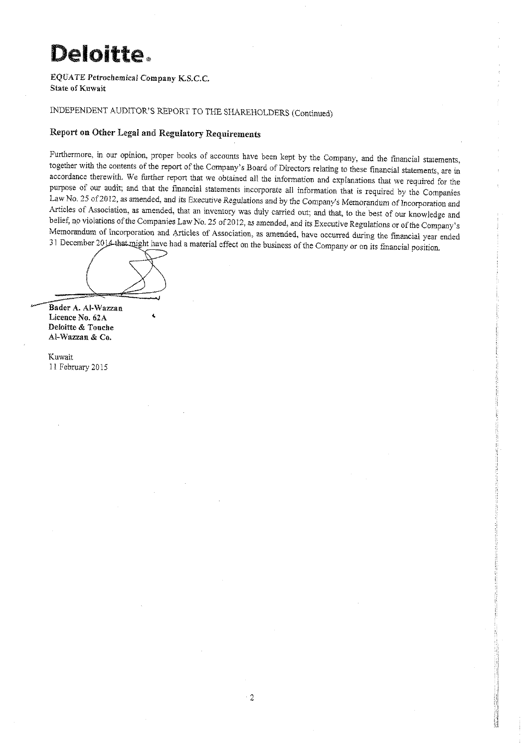**Deloitte.**

**EQUATE Petrochemical Company K.S.C.C.**
**State of Kuwait**

INDEPENDENT AUDITOR'S REPORT TO THE SHAREHOLDERS (Continued)

## Report on Other Legal and Regulatory Requirements

Furthermore, in our opinion, proper books of accounts have been kept by the Company, and the financial statements, together with the contents of the report of the Company's Board of Directors relating to these financial statements, are in accordance therewith. We further report that we obtained all the information and explanations that we required for the purpose of our audit; and that the financial statements incorporate all information that is required by the Companies Law No. 25 of 2012, as amended, and its Executive Regulations and by the Company's Memorandum of Incorporation and Articles of Association, as amended, that an inventory was duly carried out; and that, to the best of our knowledge and belief, no violations of the Companies Law No. 25 of 2012, as amended, and its Executive Regulations or of the Company's Memorandum of Incorporation and Articles of Association, as amended, have occurred during the financial year ended 31 December 2014 that might have had a material effect on the business of the Company or on its financial position.

**Bader A. Al-Wazzan**
**Licence No. 62A**
**Deloitte & Touche**
**Al-Wazzan & Co.**

Kuwait
11 February 2015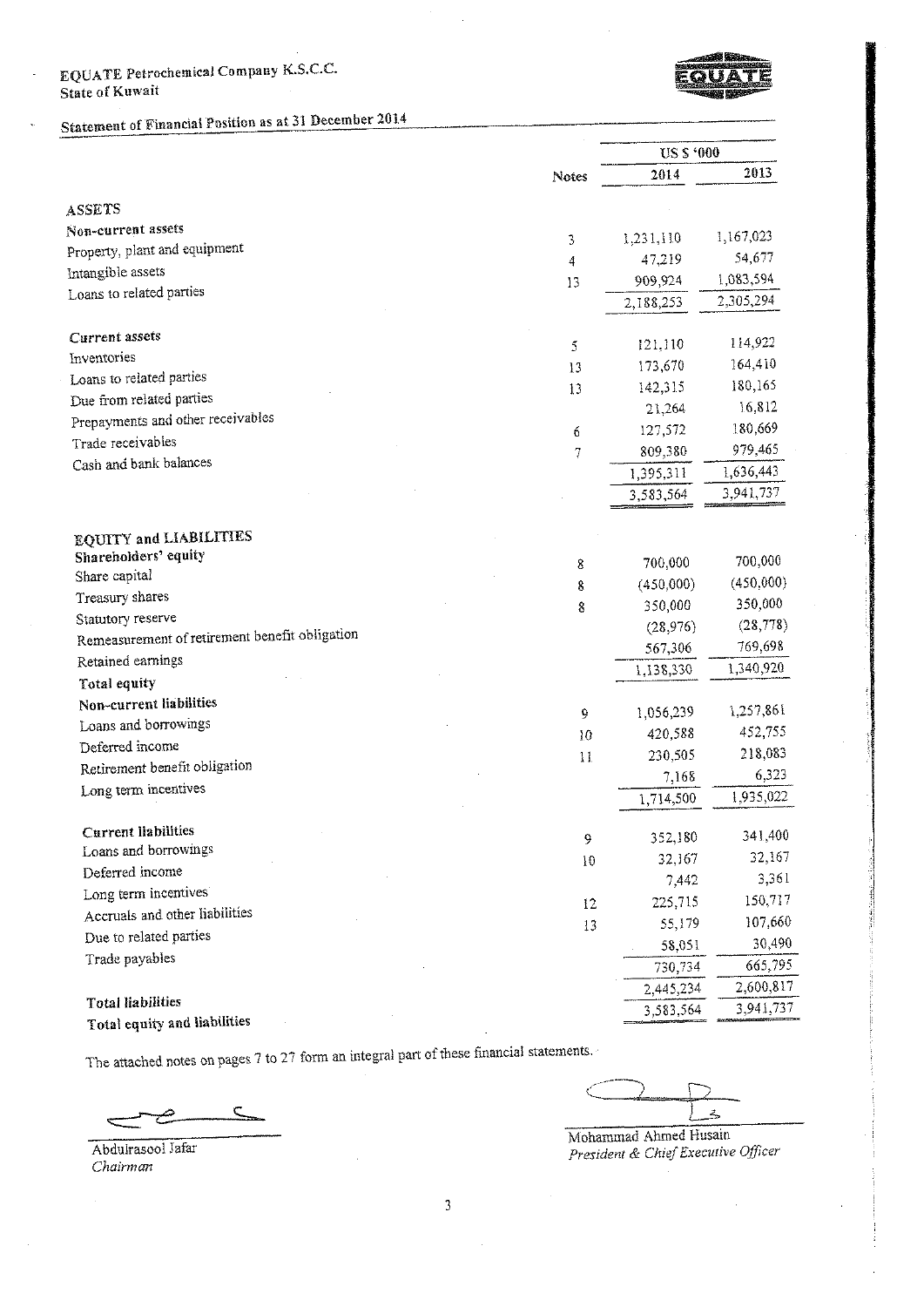EQUATE Petrochemical Company K.S.C.C.
State of Kuwait

## Statement of Financial Position as at 31 December 2014

| | Notes | US $ '000 2014 | 2013 |
|---|---|---|---|
| **ASSETS** | | | |
| **Non-current assets** | | | |
| Property, plant and equipment | 3 | 1,231,110 | 1,167,023 |
| Intangible assets | 4 | 47,219 | 54,677 |
| Loans to related parties | 13 | 909,924 | 1,083,594 |
| | | 2,188,253 | 2,305,294 |
| **Current assets** | | | |
| Inventories | 5 | 121,110 | 114,922 |
| Loans to related parties | 13 | 173,670 | 164,410 |
| Due from related parties | 13 | 142,315 | 180,165 |
| Prepayments and other receivables | | 21,264 | 16,812 |
| Trade receivables | 6 | 127,572 | 180,669 |
| Cash and bank balances | 7 | 809,380 | 979,465 |
| | | 1,395,311 | 1,636,443 |
| | | 3,583,564 | 3,941,737 |
| **EQUITY and LIABILITIES** | | | |
| **Shareholders' equity** | | | |
| Share capital | 8 | 700,000 | 700,000 |
| Treasury shares | 8 | (450,000) | (450,000) |
| Statutory reserve | 8 | 350,000 | 350,000 |
| Remeasurement of retirement benefit obligation | | (28,976) | (28,778) |
| Retained earnings | | 567,306 | 769,698 |
| **Total equity** | | 1,138,330 | 1,340,920 |
| **Non-current liabilities** | | | |
| Loans and borrowings | 9 | 1,056,239 | 1,257,861 |
| Deferred income | 10 | 420,588 | 452,755 |
| Retirement benefit obligation | 11 | 230,505 | 218,083 |
| Long term incentives | | 7,168 | 6,323 |
| | | 1,714,500 | 1,935,022 |
| **Current liabilities** | | | |
| Loans and borrowings | 9 | 352,180 | 341,400 |
| Deferred income | 10 | 32,167 | 32,167 |
| Long term incentives | | 7,442 | 3,361 |
| Accruals and other liabilities | 12 | 225,715 | 150,717 |
| Due to related parties | 13 | 55,179 | 107,660 |
| Trade payables | | 58,051 | 30,490 |
| | | 730,734 | 665,795 |
| **Total liabilities** | | 2,445,234 | 2,600,817 |
| **Total equity and liabilities** | | 3,583,564 | 3,941,737 |

The attached notes on pages 7 to 27 form an integral part of these financial statements.

Abdulrasool Jafar
*Chairman*

Mohammad Ahmed Husain
*President & Chief Executive Officer*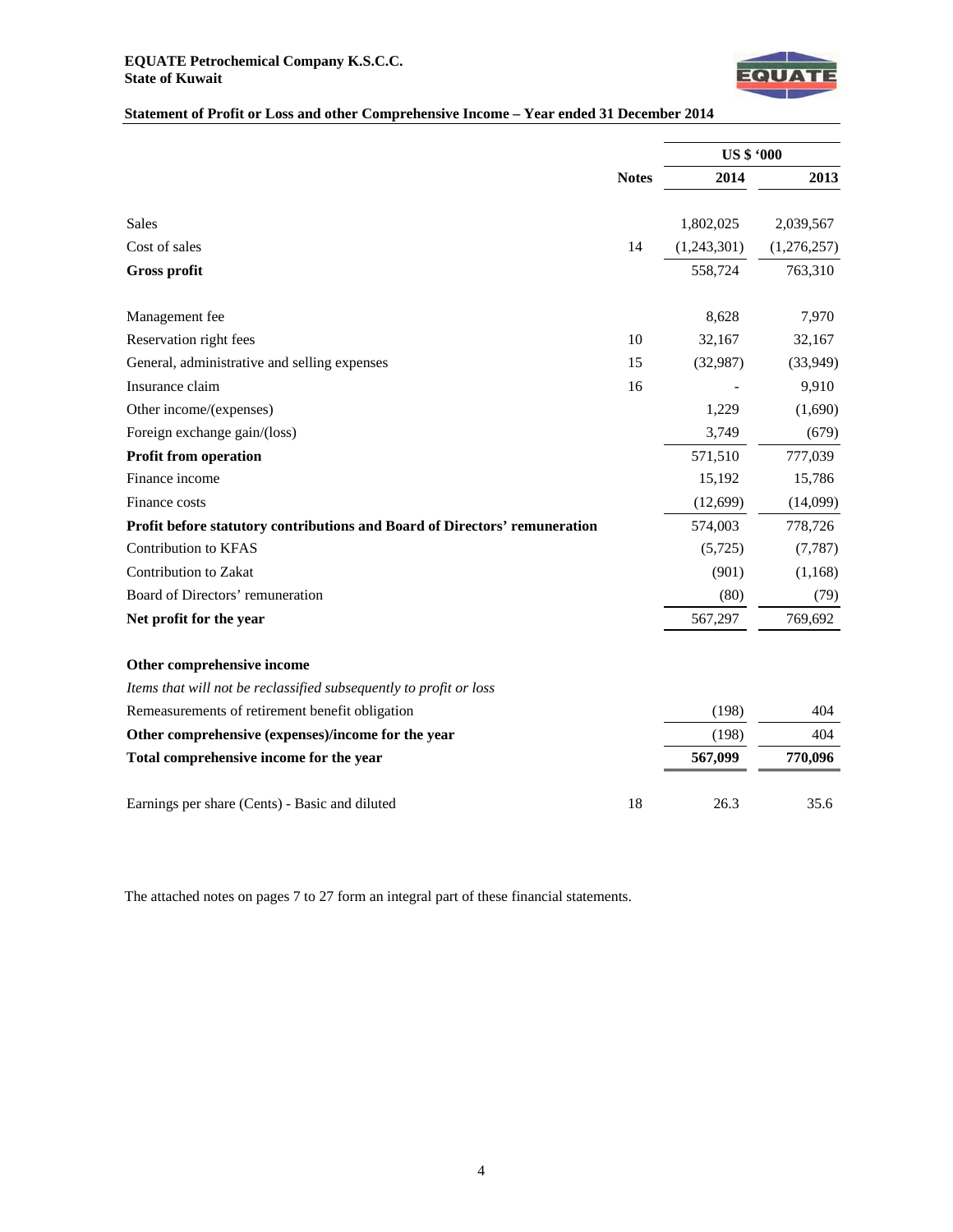**EQUATE Petrochemical Company K.S.C.C.**
**State of Kuwait**

## Statement of Profit or Loss and other Comprehensive Income – Year ended 31 December 2014

| | Notes | US $ '000 | |
|---|---|---|---|
| | | **2014** | **2013** |
| Sales | | 1,802,025 | 2,039,567 |
| Cost of sales | 14 | (1,243,301) | (1,276,257) |
| **Gross profit** | | 558,724 | 763,310 |
| Management fee | | 8,628 | 7,970 |
| Reservation right fees | 10 | 32,167 | 32,167 |
| General, administrative and selling expenses | 15 | (32,987) | (33,949) |
| Insurance claim | 16 | - | 9,910 |
| Other income/(expenses) | | 1,229 | (1,690) |
| Foreign exchange gain/(loss) | | 3,749 | (679) |
| **Profit from operation** | | 571,510 | 777,039 |
| Finance income | | 15,192 | 15,786 |
| Finance costs | | (12,699) | (14,099) |
| **Profit before statutory contributions and Board of Directors' remuneration** | | 574,003 | 778,726 |
| Contribution to KFAS | | (5,725) | (7,787) |
| Contribution to Zakat | | (901) | (1,168) |
| Board of Directors' remuneration | | (80) | (79) |
| **Net profit for the year** | | 567,297 | 769,692 |
| **Other comprehensive income** | | | |
| *Items that will not be reclassified subsequently to profit or loss* | | | |
| Remeasurements of retirement benefit obligation | | (198) | 404 |
| **Other comprehensive (expenses)/income for the year** | | (198) | 404 |
| **Total comprehensive income for the year** | | **567,099** | **770,096** |
| Earnings per share (Cents) - Basic and diluted | 18 | 26.3 | 35.6 |

The attached notes on pages 7 to 27 form an integral part of these financial statements.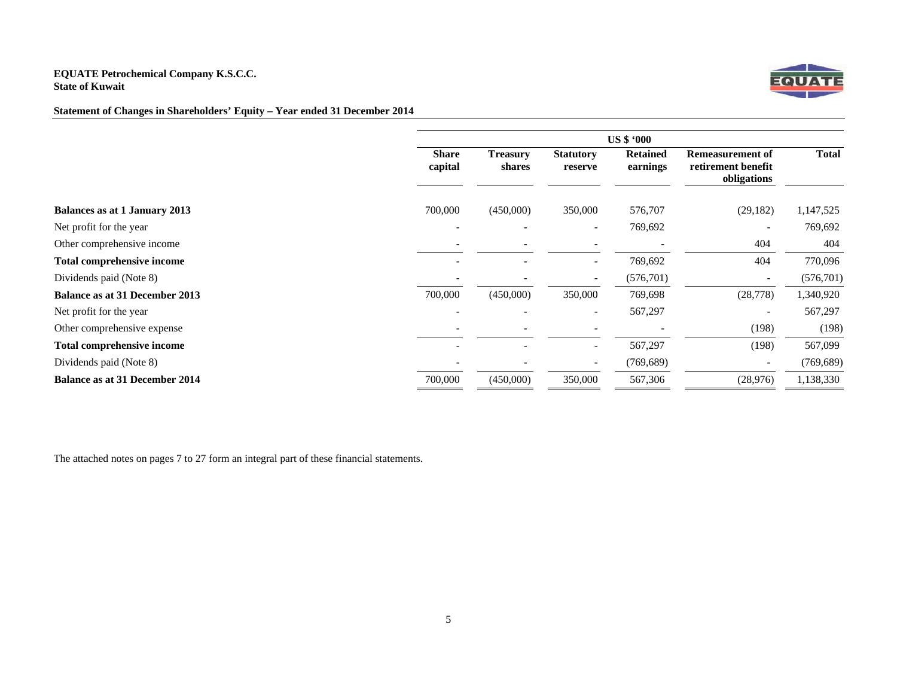**EQUATE Petrochemical Company K.S.C.C.**
**State of Kuwait**

## Statement of Changes in Shareholders' Equity – Year ended 31 December 2014

| | US $ '000 | | | | | |
|---|---|---|---|---|---|---|
| | **Share capital** | **Treasury shares** | **Statutory reserve** | **Retained earnings** | **Remeasurement of retirement benefit obligations** | **Total** |
| **Balances as at 1 January 2013** | 700,000 | (450,000) | 350,000 | 576,707 | (29,182) | 1,147,525 |
| Net profit for the year | - | - | - | 769,692 | - | 769,692 |
| Other comprehensive income | - | - | - | - | 404 | 404 |
| **Total comprehensive income** | - | - | - | 769,692 | 404 | 770,096 |
| Dividends paid (Note 8) | - | - | - | (576,701) | - | (576,701) |
| **Balance as at 31 December 2013** | 700,000 | (450,000) | 350,000 | 769,698 | (28,778) | 1,340,920 |
| Net profit for the year | - | - | - | 567,297 | - | 567,297 |
| Other comprehensive expense | - | - | - | - | (198) | (198) |
| **Total comprehensive income** | - | - | - | 567,297 | (198) | 567,099 |
| Dividends paid (Note 8) | - | - | - | (769,689) | - | (769,689) |
| **Balance as at 31 December 2014** | 700,000 | (450,000) | 350,000 | 567,306 | (28,976) | 1,138,330 |

The attached notes on pages 7 to 27 form an integral part of these financial statements.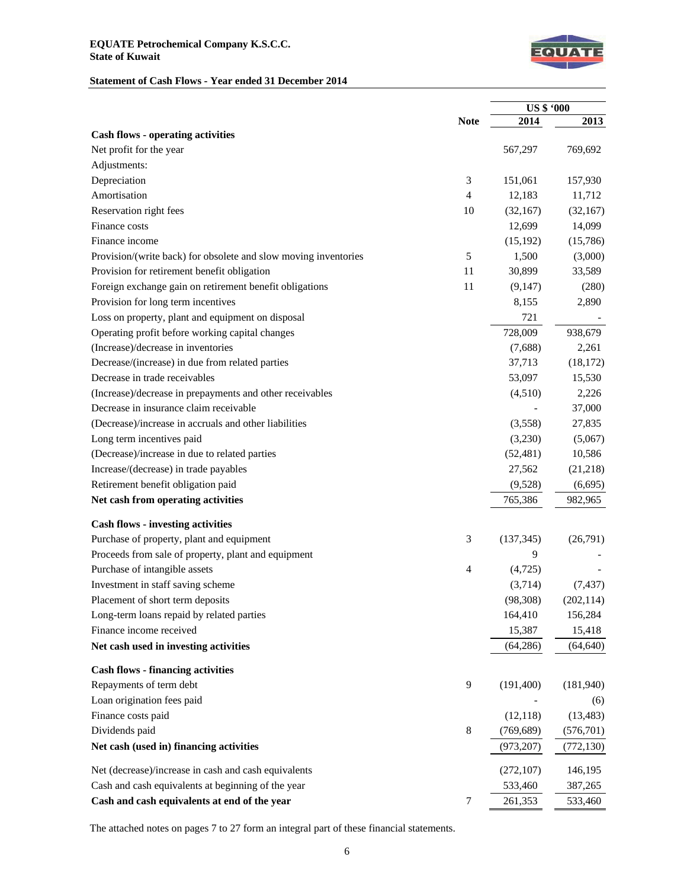**EQUATE Petrochemical Company K.S.C.C.**
**State of Kuwait**

**Statement of Cash Flows - Year ended 31 December 2014**

| | Note | US $ '000 2014 | US $ '000 2013 |
|---|---|---|---|
| **Cash flows - operating activities** | | | |
| Net profit for the year | | 567,297 | 769,692 |
| Adjustments: | | | |
| Depreciation | 3 | 151,061 | 157,930 |
| Amortisation | 4 | 12,183 | 11,712 |
| Reservation right fees | 10 | (32,167) | (32,167) |
| Finance costs | | 12,699 | 14,099 |
| Finance income | | (15,192) | (15,786) |
| Provision/(write back) for obsolete and slow moving inventories | 5 | 1,500 | (3,000) |
| Provision for retirement benefit obligation | 11 | 30,899 | 33,589 |
| Foreign exchange gain on retirement benefit obligations | 11 | (9,147) | (280) |
| Provision for long term incentives | | 8,155 | 2,890 |
| Loss on property, plant and equipment on disposal | | 721 | - |
| Operating profit before working capital changes | | 728,009 | 938,679 |
| (Increase)/decrease in inventories | | (7,688) | 2,261 |
| Decrease/(increase) in due from related parties | | 37,713 | (18,172) |
| Decrease in trade receivables | | 53,097 | 15,530 |
| (Increase)/decrease in prepayments and other receivables | | (4,510) | 2,226 |
| Decrease in insurance claim receivable | | - | 37,000 |
| (Decrease)/increase in accruals and other liabilities | | (3,558) | 27,835 |
| Long term incentives paid | | (3,230) | (5,067) |
| (Decrease)/increase in due to related parties | | (52,481) | 10,586 |
| Increase/(decrease) in trade payables | | 27,562 | (21,218) |
| Retirement benefit obligation paid | | (9,528) | (6,695) |
| **Net cash from operating activities** | | 765,386 | 982,965 |
| **Cash flows - investing activities** | | | |
| Purchase of property, plant and equipment | 3 | (137,345) | (26,791) |
| Proceeds from sale of property, plant and equipment | | 9 | - |
| Purchase of intangible assets | 4 | (4,725) | - |
| Investment in staff saving scheme | | (3,714) | (7,437) |
| Placement of short term deposits | | (98,308) | (202,114) |
| Long-term loans repaid by related parties | | 164,410 | 156,284 |
| Finance income received | | 15,387 | 15,418 |
| **Net cash used in investing activities** | | (64,286) | (64,640) |
| **Cash flows - financing activities** | | | |
| Repayments of term debt | 9 | (191,400) | (181,940) |
| Loan origination fees paid | | - | (6) |
| Finance costs paid | | (12,118) | (13,483) |
| Dividends paid | 8 | (769,689) | (576,701) |
| **Net cash (used in) financing activities** | | (973,207) | (772,130) |
| Net (decrease)/increase in cash and cash equivalents | | (272,107) | 146,195 |
| Cash and cash equivalents at beginning of the year | | 533,460 | 387,265 |
| **Cash and cash equivalents at end of the year** | 7 | 261,353 | 533,460 |

The attached notes on pages 7 to 27 form an integral part of these financial statements.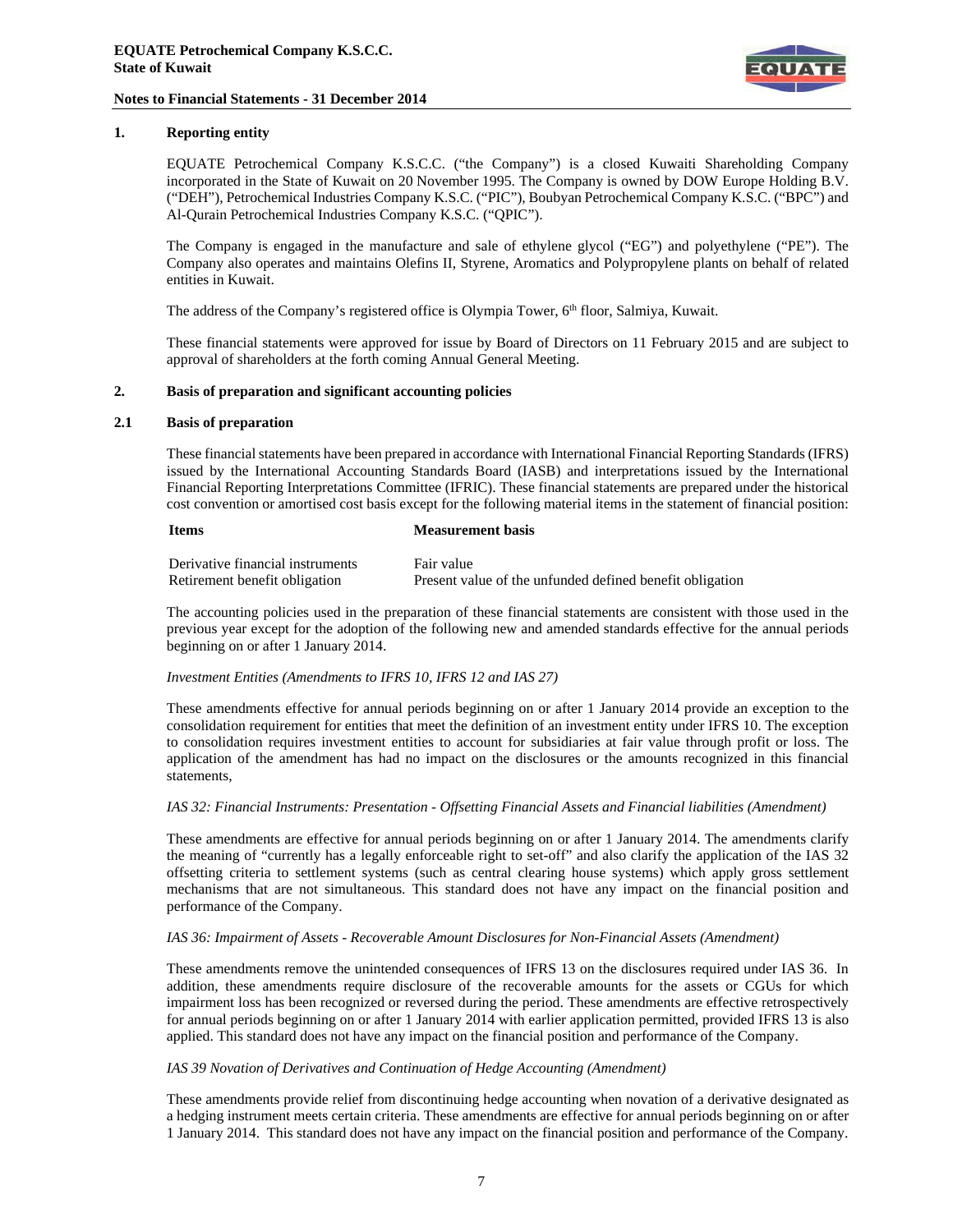## 1. Reporting entity

EQUATE Petrochemical Company K.S.C.C. ("the Company") is a closed Kuwaiti Shareholding Company incorporated in the State of Kuwait on 20 November 1995. The Company is owned by DOW Europe Holding B.V. ("DEH"), Petrochemical Industries Company K.S.C. ("PIC"), Boubyan Petrochemical Company K.S.C. ("BPC") and Al-Qurain Petrochemical Industries Company K.S.C. ("QPIC").

The Company is engaged in the manufacture and sale of ethylene glycol ("EG") and polyethylene ("PE"). The Company also operates and maintains Olefins II, Styrene, Aromatics and Polypropylene plants on behalf of related entities in Kuwait.

The address of the Company's registered office is Olympia Tower, 6th floor, Salmiya, Kuwait.

These financial statements were approved for issue by Board of Directors on 11 February 2015 and are subject to approval of shareholders at the forth coming Annual General Meeting.

## 2. Basis of preparation and significant accounting policies

### 2.1 Basis of preparation

These financial statements have been prepared in accordance with International Financial Reporting Standards (IFRS) issued by the International Accounting Standards Board (IASB) and interpretations issued by the International Financial Reporting Interpretations Committee (IFRIC). These financial statements are prepared under the historical cost convention or amortised cost basis except for the following material items in the statement of financial position:

| Items | Measurement basis |
|---|---|
| Derivative financial instruments | Fair value |
| Retirement benefit obligation | Present value of the unfunded defined benefit obligation |

The accounting policies used in the preparation of these financial statements are consistent with those used in the previous year except for the adoption of the following new and amended standards effective for the annual periods beginning on or after 1 January 2014.

*Investment Entities (Amendments to IFRS 10, IFRS 12 and IAS 27)*

These amendments effective for annual periods beginning on or after 1 January 2014 provide an exception to the consolidation requirement for entities that meet the definition of an investment entity under IFRS 10. The exception to consolidation requires investment entities to account for subsidiaries at fair value through profit or loss. The application of the amendment has had no impact on the disclosures or the amounts recognized in this financial statements,

*IAS 32: Financial Instruments: Presentation - Offsetting Financial Assets and Financial liabilities (Amendment)*

These amendments are effective for annual periods beginning on or after 1 January 2014. The amendments clarify the meaning of "currently has a legally enforceable right to set-off" and also clarify the application of the IAS 32 offsetting criteria to settlement systems (such as central clearing house systems) which apply gross settlement mechanisms that are not simultaneous. This standard does not have any impact on the financial position and performance of the Company.

*IAS 36: Impairment of Assets - Recoverable Amount Disclosures for Non-Financial Assets (Amendment)*

These amendments remove the unintended consequences of IFRS 13 on the disclosures required under IAS 36. In addition, these amendments require disclosure of the recoverable amounts for the assets or CGUs for which impairment loss has been recognized or reversed during the period. These amendments are effective retrospectively for annual periods beginning on or after 1 January 2014 with earlier application permitted, provided IFRS 13 is also applied. This standard does not have any impact on the financial position and performance of the Company.

*IAS 39 Novation of Derivatives and Continuation of Hedge Accounting (Amendment)*

These amendments provide relief from discontinuing hedge accounting when novation of a derivative designated as a hedging instrument meets certain criteria. These amendments are effective for annual periods beginning on or after 1 January 2014. This standard does not have any impact on the financial position and performance of the Company.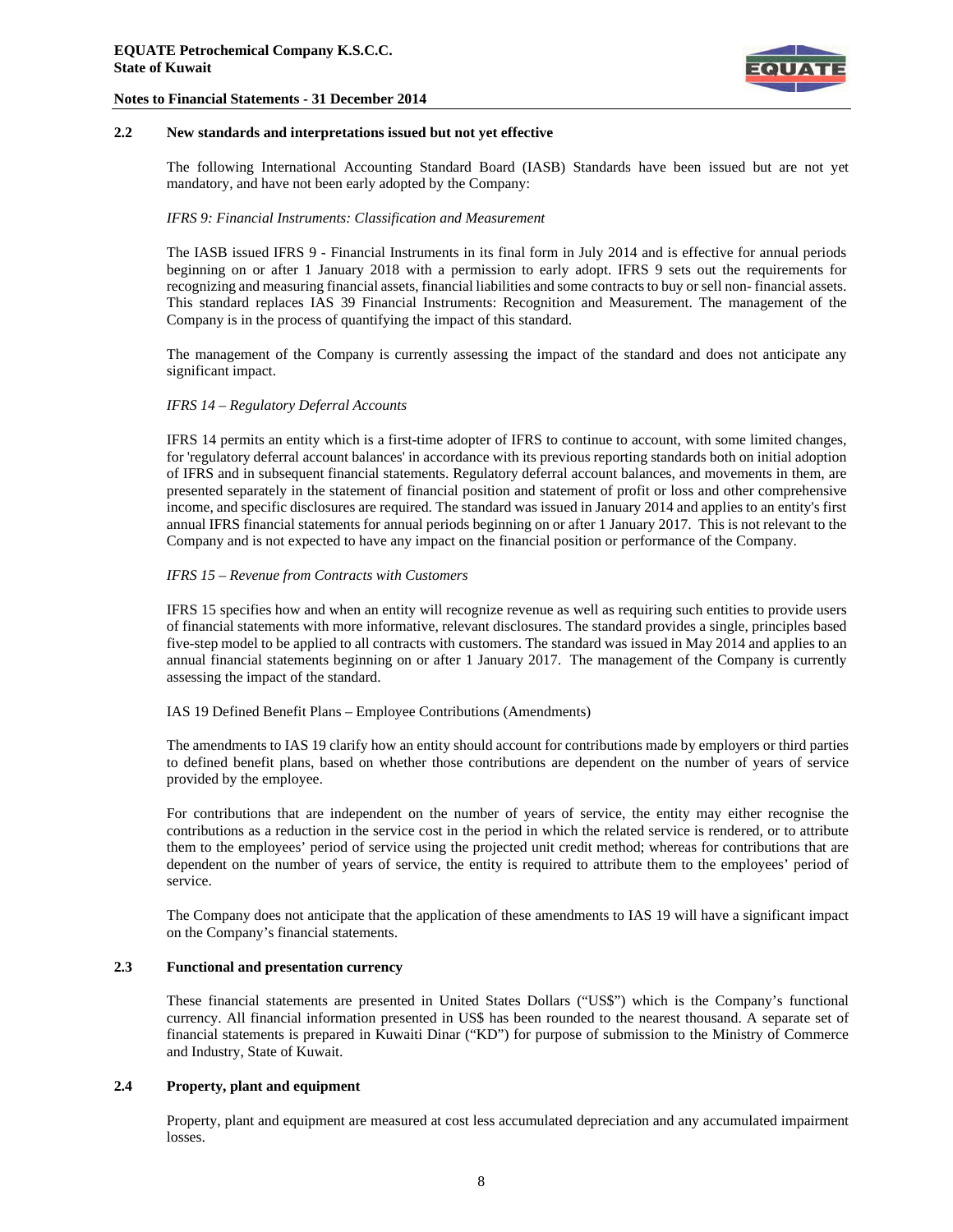### 2.2 New standards and interpretations issued but not yet effective

The following International Accounting Standard Board (IASB) Standards have been issued but are not yet mandatory, and have not been early adopted by the Company:

*IFRS 9: Financial Instruments: Classification and Measurement*

The IASB issued IFRS 9 - Financial Instruments in its final form in July 2014 and is effective for annual periods beginning on or after 1 January 2018 with a permission to early adopt. IFRS 9 sets out the requirements for recognizing and measuring financial assets, financial liabilities and some contracts to buy or sell non- financial assets. This standard replaces IAS 39 Financial Instruments: Recognition and Measurement. The management of the Company is in the process of quantifying the impact of this standard.

The management of the Company is currently assessing the impact of the standard and does not anticipate any significant impact.

*IFRS 14 – Regulatory Deferral Accounts*

IFRS 14 permits an entity which is a first-time adopter of IFRS to continue to account, with some limited changes, for 'regulatory deferral account balances' in accordance with its previous reporting standards both on initial adoption of IFRS and in subsequent financial statements. Regulatory deferral account balances, and movements in them, are presented separately in the statement of financial position and statement of profit or loss and other comprehensive income, and specific disclosures are required. The standard was issued in January 2014 and applies to an entity's first annual IFRS financial statements for annual periods beginning on or after 1 January 2017. This is not relevant to the Company and is not expected to have any impact on the financial position or performance of the Company.

*IFRS 15 – Revenue from Contracts with Customers*

IFRS 15 specifies how and when an entity will recognize revenue as well as requiring such entities to provide users of financial statements with more informative, relevant disclosures. The standard provides a single, principles based five-step model to be applied to all contracts with customers. The standard was issued in May 2014 and applies to an annual financial statements beginning on or after 1 January 2017. The management of the Company is currently assessing the impact of the standard.

IAS 19 Defined Benefit Plans – Employee Contributions (Amendments)

The amendments to IAS 19 clarify how an entity should account for contributions made by employers or third parties to defined benefit plans, based on whether those contributions are dependent on the number of years of service provided by the employee.

For contributions that are independent on the number of years of service, the entity may either recognise the contributions as a reduction in the service cost in the period in which the related service is rendered, or to attribute them to the employees' period of service using the projected unit credit method; whereas for contributions that are dependent on the number of years of service, the entity is required to attribute them to the employees' period of service.

The Company does not anticipate that the application of these amendments to IAS 19 will have a significant impact on the Company's financial statements.

### 2.3 Functional and presentation currency

These financial statements are presented in United States Dollars ("US$") which is the Company's functional currency. All financial information presented in US$ has been rounded to the nearest thousand. A separate set of financial statements is prepared in Kuwaiti Dinar ("KD") for purpose of submission to the Ministry of Commerce and Industry, State of Kuwait.

### 2.4 Property, plant and equipment

Property, plant and equipment are measured at cost less accumulated depreciation and any accumulated impairment losses.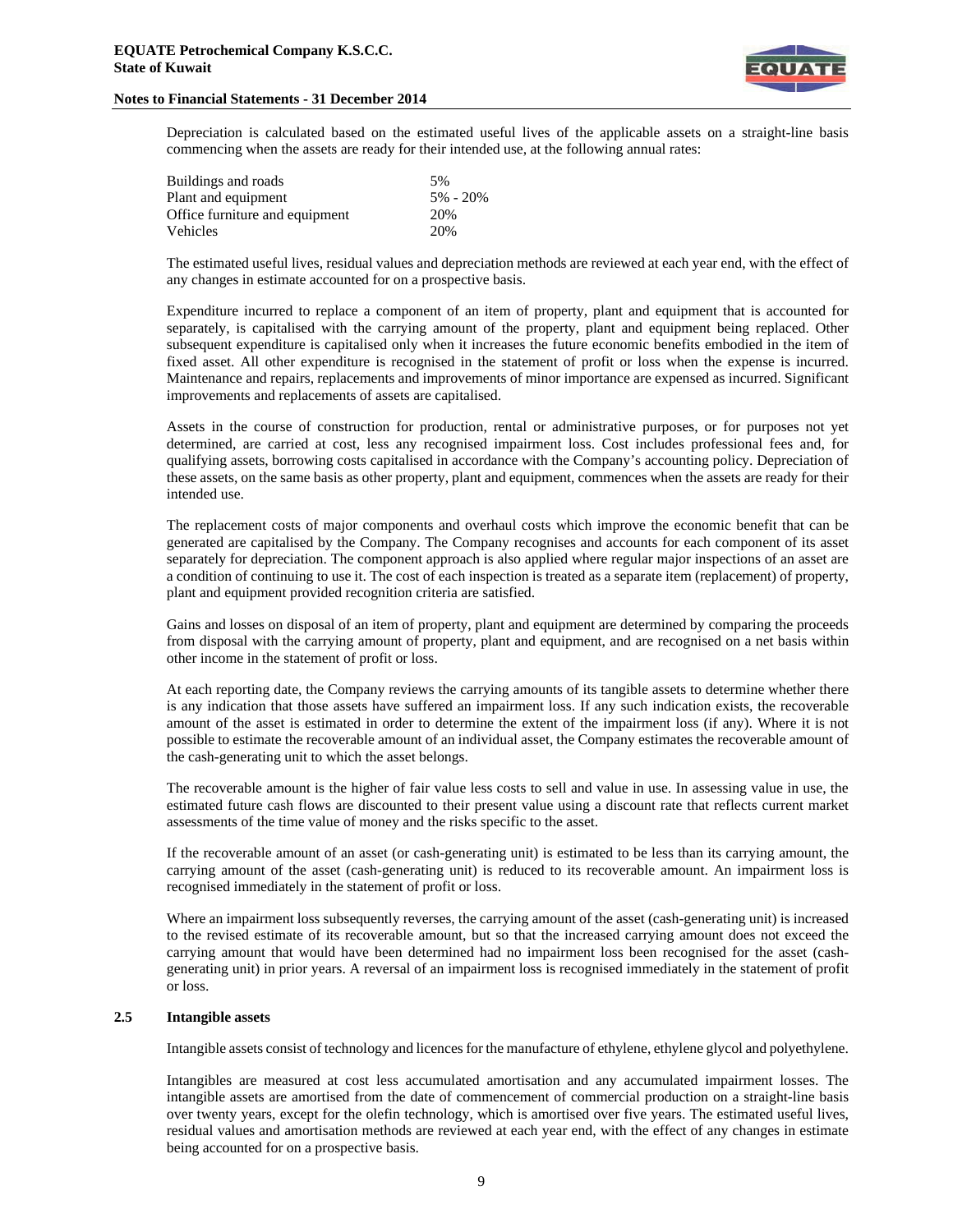Depreciation is calculated based on the estimated useful lives of the applicable assets on a straight-line basis commencing when the assets are ready for their intended use, at the following annual rates:

| | |
|---|---|
| Buildings and roads | 5% |
| Plant and equipment | 5% - 20% |
| Office furniture and equipment | 20% |
| Vehicles | 20% |

The estimated useful lives, residual values and depreciation methods are reviewed at each year end, with the effect of any changes in estimate accounted for on a prospective basis.

Expenditure incurred to replace a component of an item of property, plant and equipment that is accounted for separately, is capitalised with the carrying amount of the property, plant and equipment being replaced. Other subsequent expenditure is capitalised only when it increases the future economic benefits embodied in the item of fixed asset. All other expenditure is recognised in the statement of profit or loss when the expense is incurred. Maintenance and repairs, replacements and improvements of minor importance are expensed as incurred. Significant improvements and replacements of assets are capitalised.

Assets in the course of construction for production, rental or administrative purposes, or for purposes not yet determined, are carried at cost, less any recognised impairment loss. Cost includes professional fees and, for qualifying assets, borrowing costs capitalised in accordance with the Company's accounting policy. Depreciation of these assets, on the same basis as other property, plant and equipment, commences when the assets are ready for their intended use.

The replacement costs of major components and overhaul costs which improve the economic benefit that can be generated are capitalised by the Company. The Company recognises and accounts for each component of its asset separately for depreciation. The component approach is also applied where regular major inspections of an asset are a condition of continuing to use it. The cost of each inspection is treated as a separate item (replacement) of property, plant and equipment provided recognition criteria are satisfied.

Gains and losses on disposal of an item of property, plant and equipment are determined by comparing the proceeds from disposal with the carrying amount of property, plant and equipment, and are recognised on a net basis within other income in the statement of profit or loss.

At each reporting date, the Company reviews the carrying amounts of its tangible assets to determine whether there is any indication that those assets have suffered an impairment loss. If any such indication exists, the recoverable amount of the asset is estimated in order to determine the extent of the impairment loss (if any). Where it is not possible to estimate the recoverable amount of an individual asset, the Company estimates the recoverable amount of the cash-generating unit to which the asset belongs.

The recoverable amount is the higher of fair value less costs to sell and value in use. In assessing value in use, the estimated future cash flows are discounted to their present value using a discount rate that reflects current market assessments of the time value of money and the risks specific to the asset.

If the recoverable amount of an asset (or cash-generating unit) is estimated to be less than its carrying amount, the carrying amount of the asset (cash-generating unit) is reduced to its recoverable amount. An impairment loss is recognised immediately in the statement of profit or loss.

Where an impairment loss subsequently reverses, the carrying amount of the asset (cash-generating unit) is increased to the revised estimate of its recoverable amount, but so that the increased carrying amount does not exceed the carrying amount that would have been determined had no impairment loss been recognised for the asset (cash-generating unit) in prior years. A reversal of an impairment loss is recognised immediately in the statement of profit or loss.

### 2.5 Intangible assets

Intangible assets consist of technology and licences for the manufacture of ethylene, ethylene glycol and polyethylene.

Intangibles are measured at cost less accumulated amortisation and any accumulated impairment losses. The intangible assets are amortised from the date of commencement of commercial production on a straight-line basis over twenty years, except for the olefin technology, which is amortised over five years. The estimated useful lives, residual values and amortisation methods are reviewed at each year end, with the effect of any changes in estimate being accounted for on a prospective basis.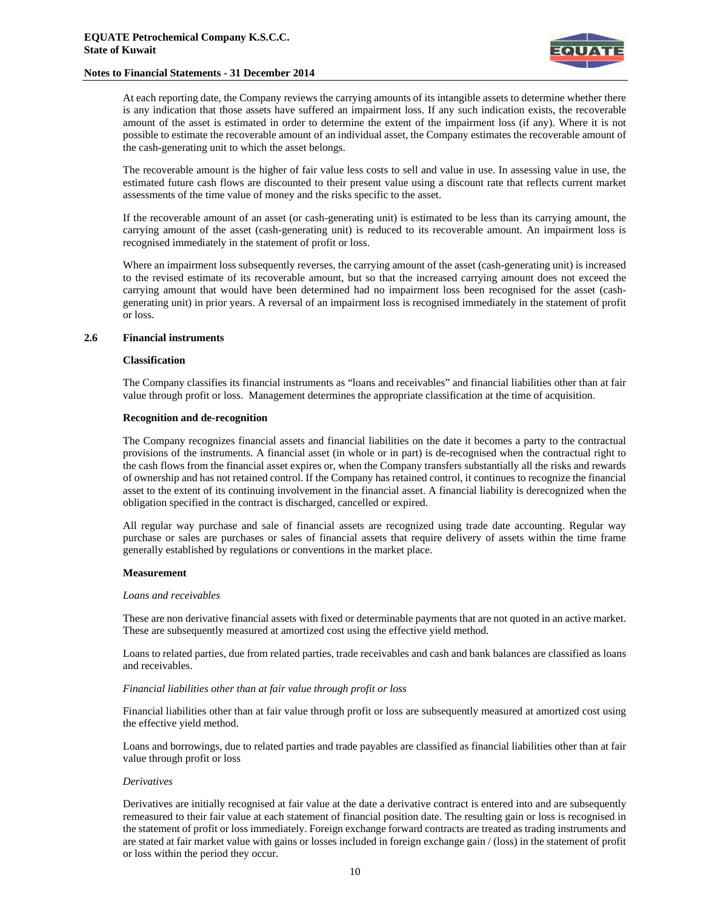At each reporting date, the Company reviews the carrying amounts of its intangible assets to determine whether there is any indication that those assets have suffered an impairment loss. If any such indication exists, the recoverable amount of the asset is estimated in order to determine the extent of the impairment loss (if any). Where it is not possible to estimate the recoverable amount of an individual asset, the Company estimates the recoverable amount of the cash-generating unit to which the asset belongs.

The recoverable amount is the higher of fair value less costs to sell and value in use. In assessing value in use, the estimated future cash flows are discounted to their present value using a discount rate that reflects current market assessments of the time value of money and the risks specific to the asset.

If the recoverable amount of an asset (or cash-generating unit) is estimated to be less than its carrying amount, the carrying amount of the asset (cash-generating unit) is reduced to its recoverable amount. An impairment loss is recognised immediately in the statement of profit or loss.

Where an impairment loss subsequently reverses, the carrying amount of the asset (cash-generating unit) is increased to the revised estimate of its recoverable amount, but so that the increased carrying amount does not exceed the carrying amount that would have been determined had no impairment loss been recognised for the asset (cash-generating unit) in prior years. A reversal of an impairment loss is recognised immediately in the statement of profit or loss.

## 2.6 Financial instruments

**Classification**

The Company classifies its financial instruments as "loans and receivables" and financial liabilities other than at fair value through profit or loss. Management determines the appropriate classification at the time of acquisition.

**Recognition and de-recognition**

The Company recognizes financial assets and financial liabilities on the date it becomes a party to the contractual provisions of the instruments. A financial asset (in whole or in part) is de-recognised when the contractual right to the cash flows from the financial asset expires or, when the Company transfers substantially all the risks and rewards of ownership and has not retained control. If the Company has retained control, it continues to recognize the financial asset to the extent of its continuing involvement in the financial asset. A financial liability is derecognized when the obligation specified in the contract is discharged, cancelled or expired.

All regular way purchase and sale of financial assets are recognized using trade date accounting. Regular way purchase or sales are purchases or sales of financial assets that require delivery of assets within the time frame generally established by regulations or conventions in the market place.

**Measurement**

*Loans and receivables*

These are non derivative financial assets with fixed or determinable payments that are not quoted in an active market. These are subsequently measured at amortized cost using the effective yield method.

Loans to related parties, due from related parties, trade receivables and cash and bank balances are classified as loans and receivables.

*Financial liabilities other than at fair value through profit or loss*

Financial liabilities other than at fair value through profit or loss are subsequently measured at amortized cost using the effective yield method.

Loans and borrowings, due to related parties and trade payables are classified as financial liabilities other than at fair value through profit or loss

*Derivatives*

Derivatives are initially recognised at fair value at the date a derivative contract is entered into and are subsequently remeasured to their fair value at each statement of financial position date. The resulting gain or loss is recognised in the statement of profit or loss immediately. Foreign exchange forward contracts are treated as trading instruments and are stated at fair market value with gains or losses included in foreign exchange gain / (loss) in the statement of profit or loss within the period they occur.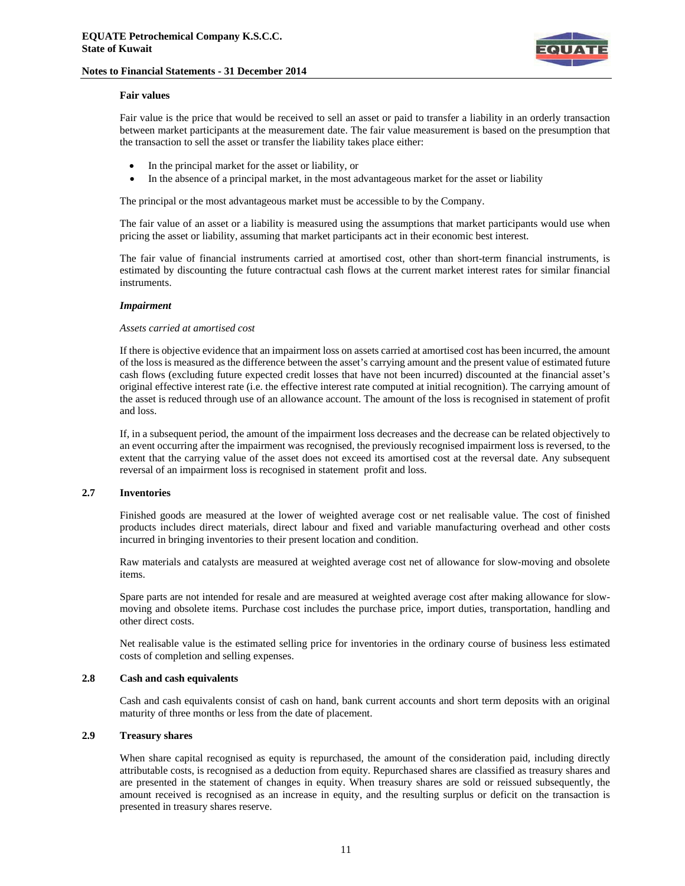**Fair values**

Fair value is the price that would be received to sell an asset or paid to transfer a liability in an orderly transaction between market participants at the measurement date. The fair value measurement is based on the presumption that the transaction to sell the asset or transfer the liability takes place either:

- In the principal market for the asset or liability, or
- In the absence of a principal market, in the most advantageous market for the asset or liability

The principal or the most advantageous market must be accessible to by the Company.

The fair value of an asset or a liability is measured using the assumptions that market participants would use when pricing the asset or liability, assuming that market participants act in their economic best interest.

The fair value of financial instruments carried at amortised cost, other than short-term financial instruments, is estimated by discounting the future contractual cash flows at the current market interest rates for similar financial instruments.

***Impairment***

*Assets carried at amortised cost*

If there is objective evidence that an impairment loss on assets carried at amortised cost has been incurred, the amount of the loss is measured as the difference between the asset's carrying amount and the present value of estimated future cash flows (excluding future expected credit losses that have not been incurred) discounted at the financial asset's original effective interest rate (i.e. the effective interest rate computed at initial recognition). The carrying amount of the asset is reduced through use of an allowance account. The amount of the loss is recognised in statement of profit and loss.

If, in a subsequent period, the amount of the impairment loss decreases and the decrease can be related objectively to an event occurring after the impairment was recognised, the previously recognised impairment loss is reversed, to the extent that the carrying value of the asset does not exceed its amortised cost at the reversal date. Any subsequent reversal of an impairment loss is recognised in statement profit and loss.

## 2.7 Inventories

Finished goods are measured at the lower of weighted average cost or net realisable value. The cost of finished products includes direct materials, direct labour and fixed and variable manufacturing overhead and other costs incurred in bringing inventories to their present location and condition.

Raw materials and catalysts are measured at weighted average cost net of allowance for slow-moving and obsolete items.

Spare parts are not intended for resale and are measured at weighted average cost after making allowance for slow-moving and obsolete items. Purchase cost includes the purchase price, import duties, transportation, handling and other direct costs.

Net realisable value is the estimated selling price for inventories in the ordinary course of business less estimated costs of completion and selling expenses.

## 2.8 Cash and cash equivalents

Cash and cash equivalents consist of cash on hand, bank current accounts and short term deposits with an original maturity of three months or less from the date of placement.

## 2.9 Treasury shares

When share capital recognised as equity is repurchased, the amount of the consideration paid, including directly attributable costs, is recognised as a deduction from equity. Repurchased shares are classified as treasury shares and are presented in the statement of changes in equity. When treasury shares are sold or reissued subsequently, the amount received is recognised as an increase in equity, and the resulting surplus or deficit on the transaction is presented in treasury shares reserve.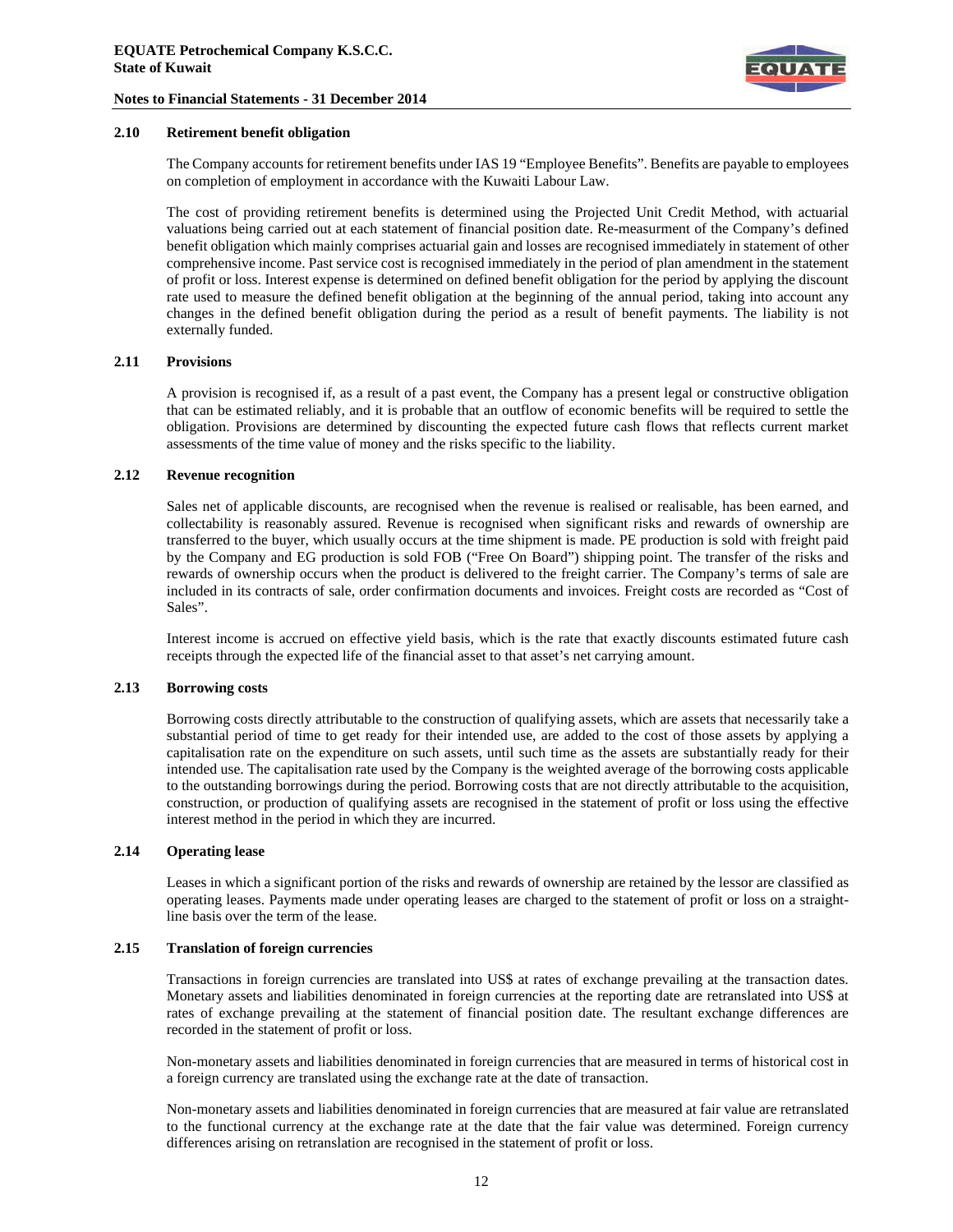### 2.10 Retirement benefit obligation

The Company accounts for retirement benefits under IAS 19 "Employee Benefits". Benefits are payable to employees on completion of employment in accordance with the Kuwaiti Labour Law.

The cost of providing retirement benefits is determined using the Projected Unit Credit Method, with actuarial valuations being carried out at each statement of financial position date. Re-measurment of the Company's defined benefit obligation which mainly comprises actuarial gain and losses are recognised immediately in statement of other comprehensive income. Past service cost is recognised immediately in the period of plan amendment in the statement of profit or loss. Interest expense is determined on defined benefit obligation for the period by applying the discount rate used to measure the defined benefit obligation at the beginning of the annual period, taking into account any changes in the defined benefit obligation during the period as a result of benefit payments. The liability is not externally funded.

### 2.11 Provisions

A provision is recognised if, as a result of a past event, the Company has a present legal or constructive obligation that can be estimated reliably, and it is probable that an outflow of economic benefits will be required to settle the obligation. Provisions are determined by discounting the expected future cash flows that reflects current market assessments of the time value of money and the risks specific to the liability.

### 2.12 Revenue recognition

Sales net of applicable discounts, are recognised when the revenue is realised or realisable, has been earned, and collectability is reasonably assured. Revenue is recognised when significant risks and rewards of ownership are transferred to the buyer, which usually occurs at the time shipment is made. PE production is sold with freight paid by the Company and EG production is sold FOB ("Free On Board") shipping point. The transfer of the risks and rewards of ownership occurs when the product is delivered to the freight carrier. The Company's terms of sale are included in its contracts of sale, order confirmation documents and invoices. Freight costs are recorded as "Cost of Sales".

Interest income is accrued on effective yield basis, which is the rate that exactly discounts estimated future cash receipts through the expected life of the financial asset to that asset's net carrying amount.

### 2.13 Borrowing costs

Borrowing costs directly attributable to the construction of qualifying assets, which are assets that necessarily take a substantial period of time to get ready for their intended use, are added to the cost of those assets by applying a capitalisation rate on the expenditure on such assets, until such time as the assets are substantially ready for their intended use. The capitalisation rate used by the Company is the weighted average of the borrowing costs applicable to the outstanding borrowings during the period. Borrowing costs that are not directly attributable to the acquisition, construction, or production of qualifying assets are recognised in the statement of profit or loss using the effective interest method in the period in which they are incurred.

### 2.14 Operating lease

Leases in which a significant portion of the risks and rewards of ownership are retained by the lessor are classified as operating leases. Payments made under operating leases are charged to the statement of profit or loss on a straight-line basis over the term of the lease.

### 2.15 Translation of foreign currencies

Transactions in foreign currencies are translated into US$ at rates of exchange prevailing at the transaction dates. Monetary assets and liabilities denominated in foreign currencies at the reporting date are retranslated into US$ at rates of exchange prevailing at the statement of financial position date. The resultant exchange differences are recorded in the statement of profit or loss.

Non-monetary assets and liabilities denominated in foreign currencies that are measured in terms of historical cost in a foreign currency are translated using the exchange rate at the date of transaction.

Non-monetary assets and liabilities denominated in foreign currencies that are measured at fair value are retranslated to the functional currency at the exchange rate at the date that the fair value was determined. Foreign currency differences arising on retranslation are recognised in the statement of profit or loss.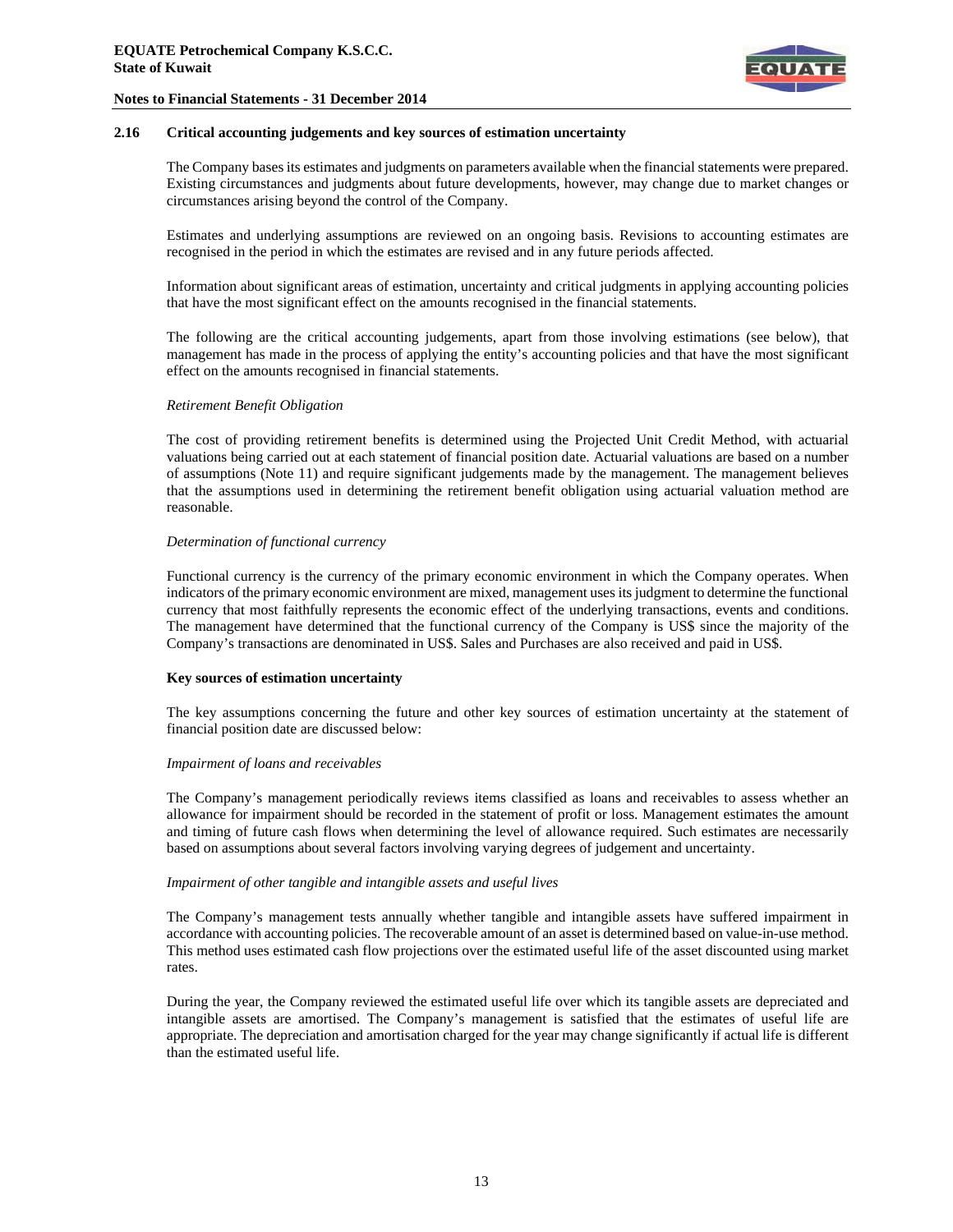## 2.16 Critical accounting judgements and key sources of estimation uncertainty

The Company bases its estimates and judgments on parameters available when the financial statements were prepared. Existing circumstances and judgments about future developments, however, may change due to market changes or circumstances arising beyond the control of the Company.

Estimates and underlying assumptions are reviewed on an ongoing basis. Revisions to accounting estimates are recognised in the period in which the estimates are revised and in any future periods affected.

Information about significant areas of estimation, uncertainty and critical judgments in applying accounting policies that have the most significant effect on the amounts recognised in the financial statements.

The following are the critical accounting judgements, apart from those involving estimations (see below), that management has made in the process of applying the entity's accounting policies and that have the most significant effect on the amounts recognised in financial statements.

*Retirement Benefit Obligation*

The cost of providing retirement benefits is determined using the Projected Unit Credit Method, with actuarial valuations being carried out at each statement of financial position date. Actuarial valuations are based on a number of assumptions (Note 11) and require significant judgements made by the management. The management believes that the assumptions used in determining the retirement benefit obligation using actuarial valuation method are reasonable.

*Determination of functional currency*

Functional currency is the currency of the primary economic environment in which the Company operates. When indicators of the primary economic environment are mixed, management uses its judgment to determine the functional currency that most faithfully represents the economic effect of the underlying transactions, events and conditions. The management have determined that the functional currency of the Company is US$ since the majority of the Company's transactions are denominated in US$. Sales and Purchases are also received and paid in US$.

**Key sources of estimation uncertainty**

The key assumptions concerning the future and other key sources of estimation uncertainty at the statement of financial position date are discussed below:

*Impairment of loans and receivables*

The Company's management periodically reviews items classified as loans and receivables to assess whether an allowance for impairment should be recorded in the statement of profit or loss. Management estimates the amount and timing of future cash flows when determining the level of allowance required. Such estimates are necessarily based on assumptions about several factors involving varying degrees of judgement and uncertainty.

*Impairment of other tangible and intangible assets and useful lives*

The Company's management tests annually whether tangible and intangible assets have suffered impairment in accordance with accounting policies. The recoverable amount of an asset is determined based on value-in-use method. This method uses estimated cash flow projections over the estimated useful life of the asset discounted using market rates.

During the year, the Company reviewed the estimated useful life over which its tangible assets are depreciated and intangible assets are amortised. The Company's management is satisfied that the estimates of useful life are appropriate. The depreciation and amortisation charged for the year may change significantly if actual life is different than the estimated useful life.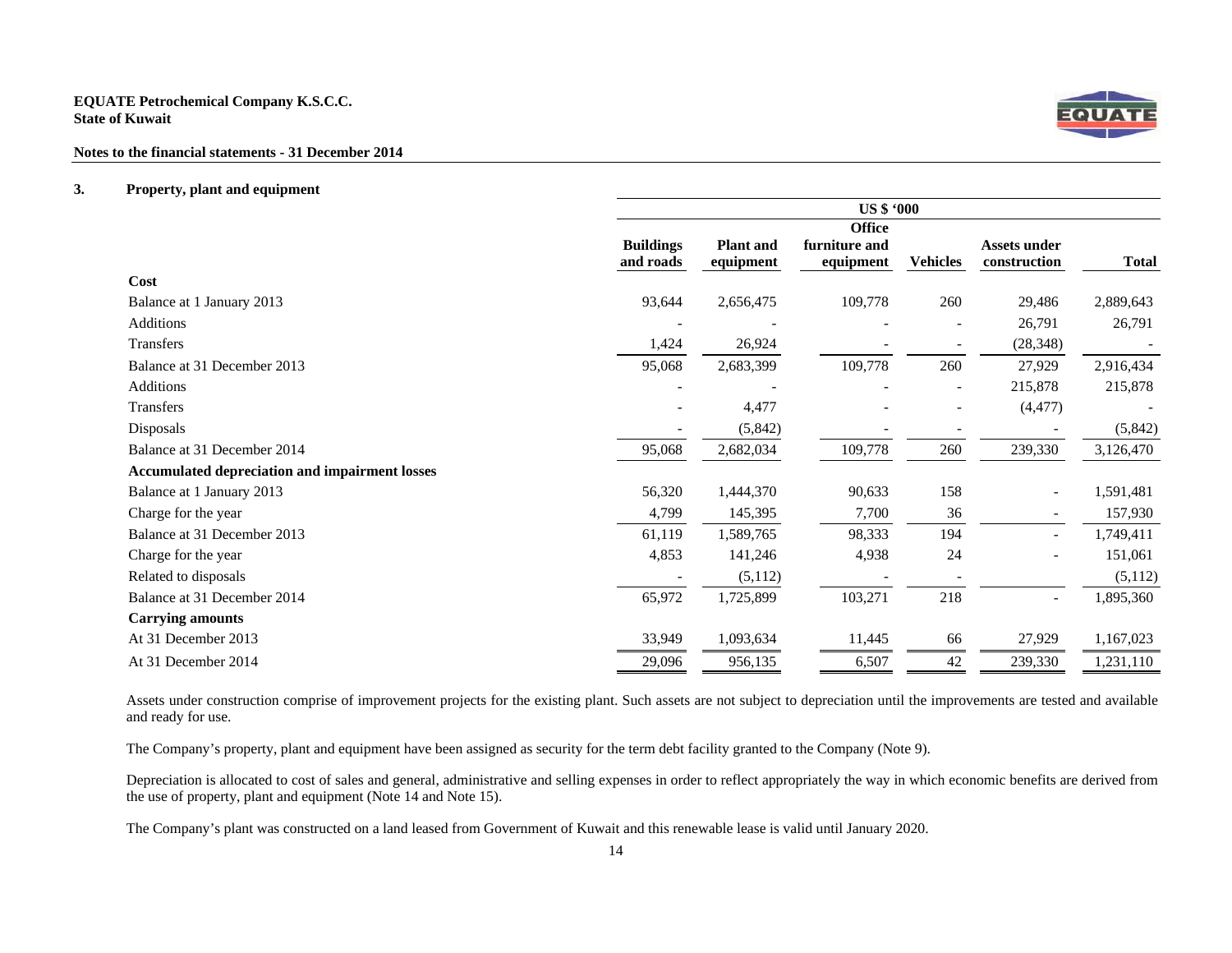## 3. Property, plant and equipment

| | US $ '000 | | | | | |
|---|---|---|---|---|---|---|
| | Buildings and roads | Plant and equipment | Office furniture and equipment | Vehicles | Assets under construction | Total |
| **Cost** | | | | | | |
| Balance at 1 January 2013 | 93,644 | 2,656,475 | 109,778 | 260 | 29,486 | 2,889,643 |
| Additions | - | - | - | - | 26,791 | 26,791 |
| Transfers | 1,424 | 26,924 | - | - | (28,348) | - |
| Balance at 31 December 2013 | 95,068 | 2,683,399 | 109,778 | 260 | 27,929 | 2,916,434 |
| Additions | - | - | - | - | 215,878 | 215,878 |
| Transfers | - | 4,477 | - | - | (4,477) | - |
| Disposals | - | (5,842) | - | - | - | (5,842) |
| Balance at 31 December 2014 | 95,068 | 2,682,034 | 109,778 | 260 | 239,330 | 3,126,470 |
| **Accumulated depreciation and impairment losses** | | | | | | |
| Balance at 1 January 2013 | 56,320 | 1,444,370 | 90,633 | 158 | - | 1,591,481 |
| Charge for the year | 4,799 | 145,395 | 7,700 | 36 | - | 157,930 |
| Balance at 31 December 2013 | 61,119 | 1,589,765 | 98,333 | 194 | - | 1,749,411 |
| Charge for the year | 4,853 | 141,246 | 4,938 | 24 | - | 151,061 |
| Related to disposals | - | (5,112) | - | - | | (5,112) |
| Balance at 31 December 2014 | 65,972 | 1,725,899 | 103,271 | 218 | - | 1,895,360 |
| **Carrying amounts** | | | | | | |
| At 31 December 2013 | 33,949 | 1,093,634 | 11,445 | 66 | 27,929 | 1,167,023 |
| At 31 December 2014 | 29,096 | 956,135 | 6,507 | 42 | 239,330 | 1,231,110 |

Assets under construction comprise of improvement projects for the existing plant. Such assets are not subject to depreciation until the improvements are tested and available and ready for use.

The Company's property, plant and equipment have been assigned as security for the term debt facility granted to the Company (Note 9).

Depreciation is allocated to cost of sales and general, administrative and selling expenses in order to reflect appropriately the way in which economic benefits are derived from the use of property, plant and equipment (Note 14 and Note 15).

The Company's plant was constructed on a land leased from Government of Kuwait and this renewable lease is valid until January 2020.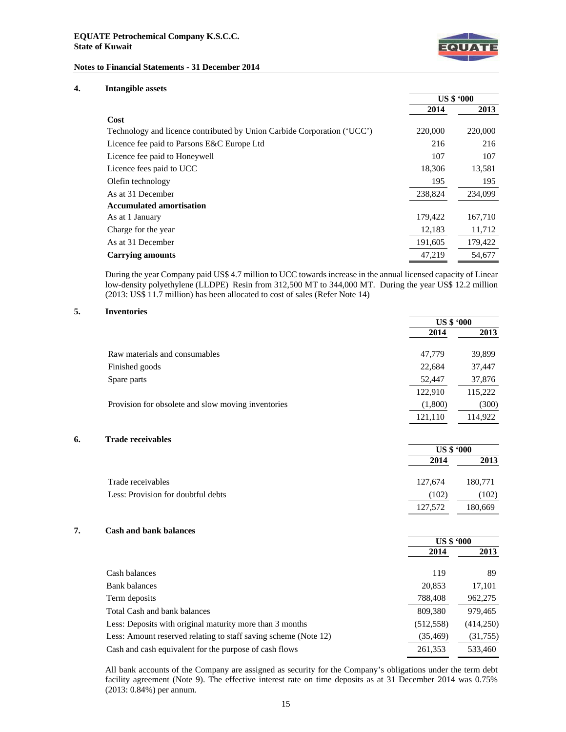## 4. Intangible assets

| | US $ '000 | |
|---|---|---|
| | **2014** | **2013** |
| **Cost** | | |
| Technology and licence contributed by Union Carbide Corporation ('UCC') | 220,000 | 220,000 |
| Licence fee paid to Parsons E&C Europe Ltd | 216 | 216 |
| Licence fee paid to Honeywell | 107 | 107 |
| Licence fees paid to UCC | 18,306 | 13,581 |
| Olefin technology | 195 | 195 |
| As at 31 December | 238,824 | 234,099 |
| **Accumulated amortisation** | | |
| As at 1 January | 179,422 | 167,710 |
| Charge for the year | 12,183 | 11,712 |
| As at 31 December | 191,605 | 179,422 |
| **Carrying amounts** | 47,219 | 54,677 |

During the year Company paid US$ 4.7 million to UCC towards increase in the annual licensed capacity of Linear low-density polyethylene (LLDPE) Resin from 312,500 MT to 344,000 MT. During the year US$ 12.2 million (2013: US$ 11.7 million) has been allocated to cost of sales (Refer Note 14)

## 5. Inventories

| | US $ '000 | |
|---|---|---|
| | **2014** | **2013** |
| Raw materials and consumables | 47,779 | 39,899 |
| Finished goods | 22,684 | 37,447 |
| Spare parts | 52,447 | 37,876 |
| | 122,910 | 115,222 |
| Provision for obsolete and slow moving inventories | (1,800) | (300) |
| | 121,110 | 114,922 |

## 6. Trade receivables

| | US $ '000 | |
|---|---|---|
| | **2014** | **2013** |
| Trade receivables | 127,674 | 180,771 |
| Less: Provision for doubtful debts | (102) | (102) |
| | 127,572 | 180,669 |

## 7. Cash and bank balances

| | US $ '000 | |
|---|---|---|
| | **2014** | **2013** |
| Cash balances | 119 | 89 |
| Bank balances | 20,853 | 17,101 |
| Term deposits | 788,408 | 962,275 |
| Total Cash and bank balances | 809,380 | 979,465 |
| Less: Deposits with original maturity more than 3 months | (512,558) | (414,250) |
| Less: Amount reserved relating to staff saving scheme (Note 12) | (35,469) | (31,755) |
| Cash and cash equivalent for the purpose of cash flows | 261,353 | 533,460 |

All bank accounts of the Company are assigned as security for the Company's obligations under the term debt facility agreement (Note 9). The effective interest rate on time deposits as at 31 December 2014 was 0.75% (2013: 0.84%) per annum.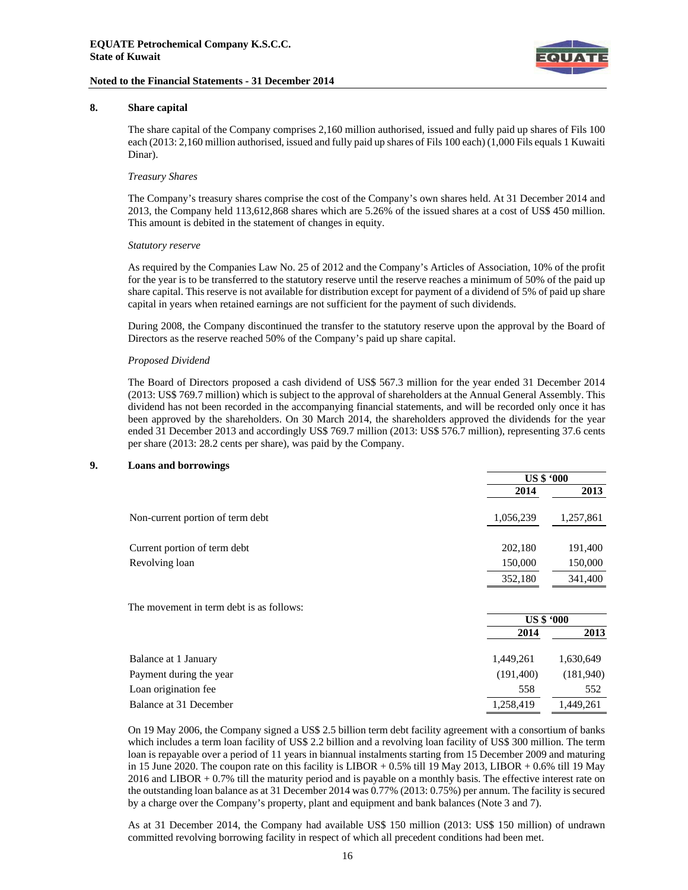## 8. Share capital

The share capital of the Company comprises 2,160 million authorised, issued and fully paid up shares of Fils 100 each (2013: 2,160 million authorised, issued and fully paid up shares of Fils 100 each) (1,000 Fils equals 1 Kuwaiti Dinar).

*Treasury Shares*

The Company's treasury shares comprise the cost of the Company's own shares held. At 31 December 2014 and 2013, the Company held 113,612,868 shares which are 5.26% of the issued shares at a cost of US$ 450 million. This amount is debited in the statement of changes in equity.

*Statutory reserve*

As required by the Companies Law No. 25 of 2012 and the Company's Articles of Association, 10% of the profit for the year is to be transferred to the statutory reserve until the reserve reaches a minimum of 50% of the paid up share capital. This reserve is not available for distribution except for payment of a dividend of 5% of paid up share capital in years when retained earnings are not sufficient for the payment of such dividends.

During 2008, the Company discontinued the transfer to the statutory reserve upon the approval by the Board of Directors as the reserve reached 50% of the Company's paid up share capital.

*Proposed Dividend*

The Board of Directors proposed a cash dividend of US$ 567.3 million for the year ended 31 December 2014 (2013: US$ 769.7 million) which is subject to the approval of shareholders at the Annual General Assembly. This dividend has not been recorded in the accompanying financial statements, and will be recorded only once it has been approved by the shareholders. On 30 March 2014, the shareholders approved the dividends for the year ended 31 December 2013 and accordingly US$ 769.7 million (2013: US$ 576.7 million), representing 37.6 cents per share (2013: 28.2 cents per share), was paid by the Company.

## 9. Loans and borrowings

| | US $ '000 | |
|---|---|---|
| | **2014** | **2013** |
| Non-current portion of term debt | 1,056,239 | 1,257,861 |
| Current portion of term debt | 202,180 | 191,400 |
| Revolving loan | 150,000 | 150,000 |
| | 352,180 | 341,400 |

The movement in term debt is as follows:

| | US $ '000 | |
|---|---|---|
| | **2014** | **2013** |
| Balance at 1 January | 1,449,261 | 1,630,649 |
| Payment during the year | (191,400) | (181,940) |
| Loan origination fee | 558 | 552 |
| Balance at 31 December | 1,258,419 | 1,449,261 |

On 19 May 2006, the Company signed a US$ 2.5 billion term debt facility agreement with a consortium of banks which includes a term loan facility of US$ 2.2 billion and a revolving loan facility of US$ 300 million. The term loan is repayable over a period of 11 years in biannual instalments starting from 15 December 2009 and maturing in 15 June 2020. The coupon rate on this facility is LIBOR + 0.5% till 19 May 2013, LIBOR + 0.6% till 19 May 2016 and LIBOR + 0.7% till the maturity period and is payable on a monthly basis. The effective interest rate on the outstanding loan balance as at 31 December 2014 was 0.77% (2013: 0.75%) per annum. The facility is secured by a charge over the Company's property, plant and equipment and bank balances (Note 3 and 7).

As at 31 December 2014, the Company had available US$ 150 million (2013: US$ 150 million) of undrawn committed revolving borrowing facility in respect of which all precedent conditions had been met.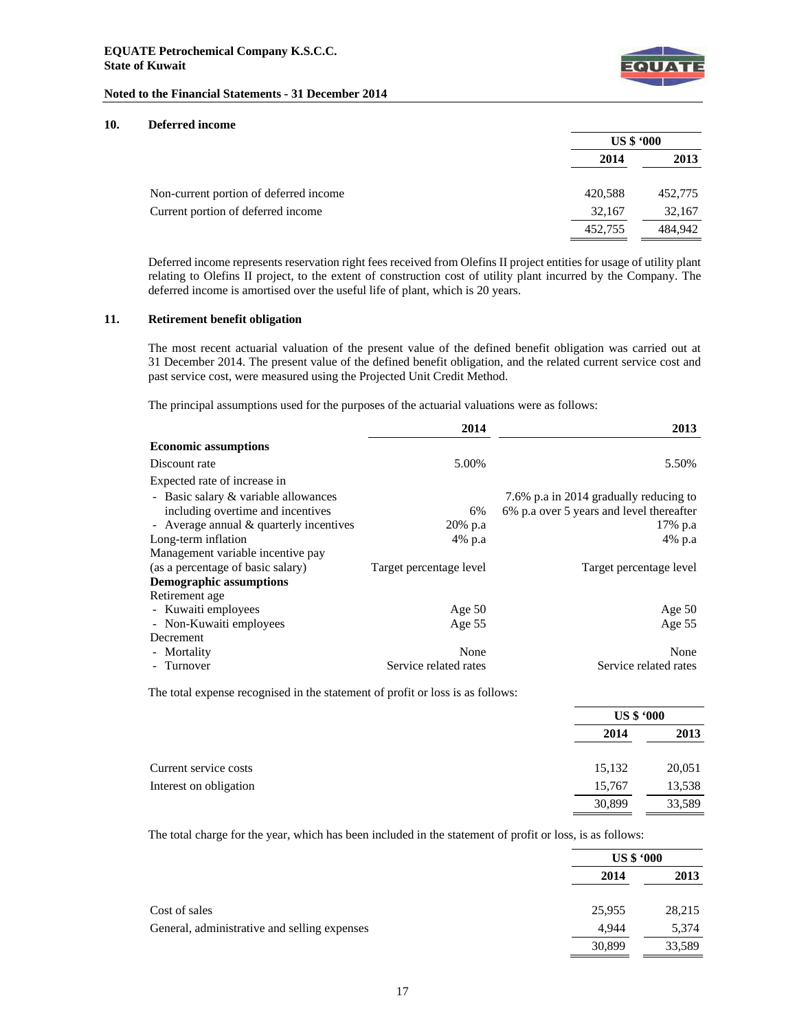## 10. Deferred income

| | US $ '000 | |
|---|---|---|
| | 2014 | 2013 |
| Non-current portion of deferred income | 420,588 | 452,775 |
| Current portion of deferred income | 32,167 | 32,167 |
| | 452,755 | 484,942 |

Deferred income represents reservation right fees received from Olefins II project entities for usage of utility plant relating to Olefins II project, to the extent of construction cost of utility plant incurred by the Company. The deferred income is amortised over the useful life of plant, which is 20 years.

## 11. Retirement benefit obligation

The most recent actuarial valuation of the present value of the defined benefit obligation was carried out at 31 December 2014. The present value of the defined benefit obligation, and the related current service cost and past service cost, were measured using the Projected Unit Credit Method.

The principal assumptions used for the purposes of the actuarial valuations were as follows:

| | 2014 | 2013 |
|---|---|---|
| **Economic assumptions** | | |
| Discount rate | 5.00% | 5.50% |
| Expected rate of increase in | | |
| - Basic salary & variable allowances including overtime and incentives | 6% | 7.6% p.a in 2014 gradually reducing to 6% p.a over 5 years and level thereafter |
| - Average annual & quarterly incentives | 20% p.a | 17% p.a |
| Long-term inflation | 4% p.a | 4% p.a |
| Management variable incentive pay (as a percentage of basic salary) | Target percentage level | Target percentage level |
| **Demographic assumptions** | | |
| Retirement age | | |
| - Kuwaiti employees | Age 50 | Age 50 |
| - Non-Kuwaiti employees | Age 55 | Age 55 |
| Decrement | | |
| - Mortality | None | None |
| - Turnover | Service related rates | Service related rates |

The total expense recognised in the statement of profit or loss is as follows:

| | US $ '000 | |
|---|---|---|
| | 2014 | 2013 |
| Current service costs | 15,132 | 20,051 |
| Interest on obligation | 15,767 | 13,538 |
| | 30,899 | 33,589 |

The total charge for the year, which has been included in the statement of profit or loss, is as follows:

| | US $ '000 | |
|---|---|---|
| | 2014 | 2013 |
| Cost of sales | 25,955 | 28,215 |
| General, administrative and selling expenses | 4,944 | 5,374 |
| | 30,899 | 33,589 |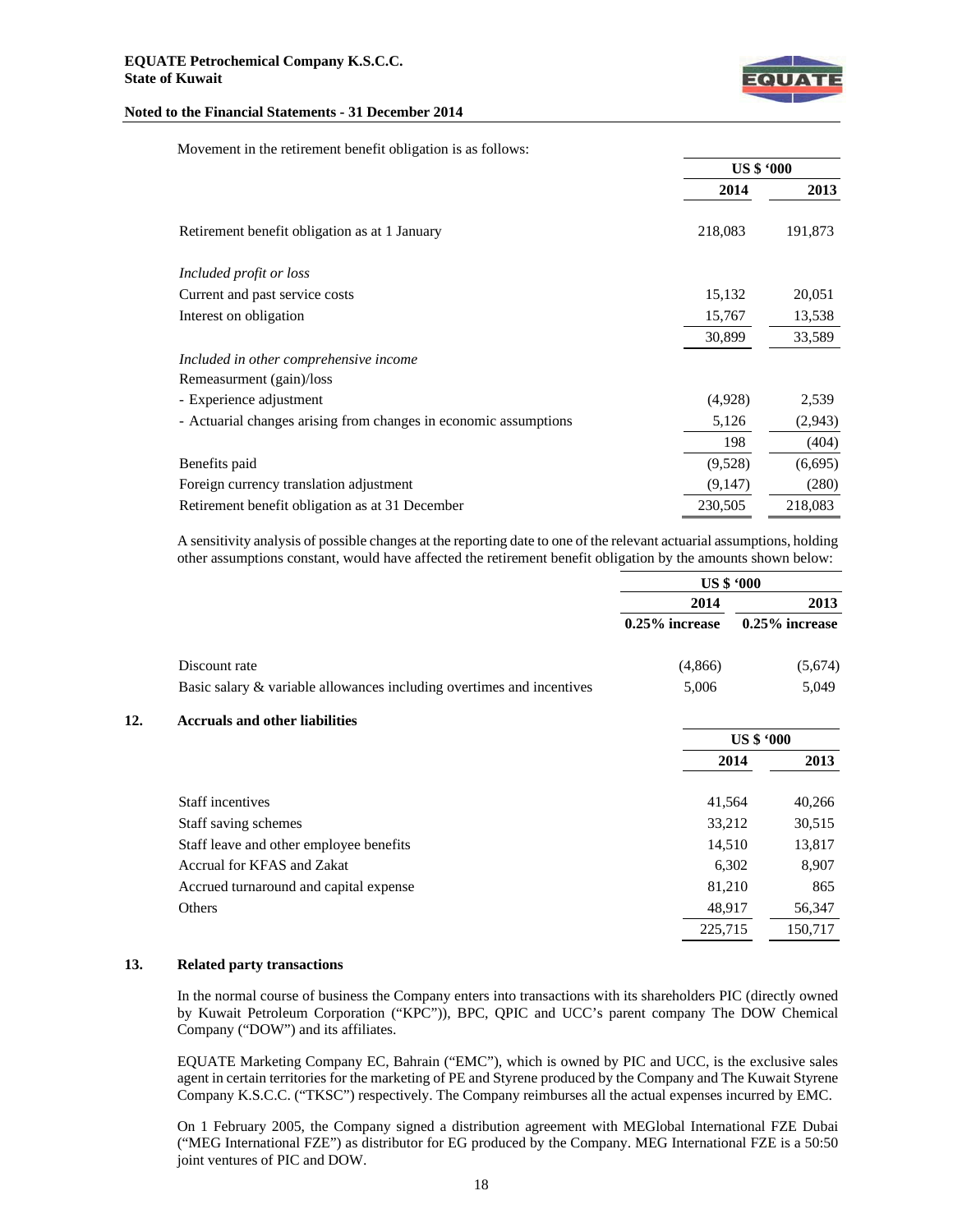Movement in the retirement benefit obligation is as follows:

| | US $ '000 | |
|---|---|---|
| | **2014** | **2013** |
| Retirement benefit obligation as at 1 January | 218,083 | 191,873 |
| *Included profit or loss* | | |
| Current and past service costs | 15,132 | 20,051 |
| Interest on obligation | 15,767 | 13,538 |
| | 30,899 | 33,589 |
| *Included in other comprehensive income* | | |
| Remeasurment (gain)/loss | | |
| - Experience adjustment | (4,928) | 2,539 |
| - Actuarial changes arising from changes in economic assumptions | 5,126 | (2,943) |
| | 198 | (404) |
| Benefits paid | (9,528) | (6,695) |
| Foreign currency translation adjustment | (9,147) | (280) |
| Retirement benefit obligation as at 31 December | 230,505 | 218,083 |

A sensitivity analysis of possible changes at the reporting date to one of the relevant actuarial assumptions, holding other assumptions constant, would have affected the retirement benefit obligation by the amounts shown below:

| | US $ '000 | |
|---|---|---|
| | **2014** | **2013** |
| | **0.25% increase** | **0.25% increase** |
| Discount rate | (4,866) | (5,674) |
| Basic salary & variable allowances including overtimes and incentives | 5,006 | 5,049 |

## 12. Accruals and other liabilities

| | US $ '000 | |
|---|---|---|
| | **2014** | **2013** |
| Staff incentives | 41,564 | 40,266 |
| Staff saving schemes | 33,212 | 30,515 |
| Staff leave and other employee benefits | 14,510 | 13,817 |
| Accrual for KFAS and Zakat | 6,302 | 8,907 |
| Accrued turnaround and capital expense | 81,210 | 865 |
| Others | 48,917 | 56,347 |
| | 225,715 | 150,717 |

## 13. Related party transactions

In the normal course of business the Company enters into transactions with its shareholders PIC (directly owned by Kuwait Petroleum Corporation ("KPC")), BPC, QPIC and UCC's parent company The DOW Chemical Company ("DOW") and its affiliates.

EQUATE Marketing Company EC, Bahrain ("EMC"), which is owned by PIC and UCC, is the exclusive sales agent in certain territories for the marketing of PE and Styrene produced by the Company and The Kuwait Styrene Company K.S.C.C. ("TKSC") respectively. The Company reimburses all the actual expenses incurred by EMC.

On 1 February 2005, the Company signed a distribution agreement with MEGlobal International FZE Dubai ("MEG International FZE") as distributor for EG produced by the Company. MEG International FZE is a 50:50 joint ventures of PIC and DOW.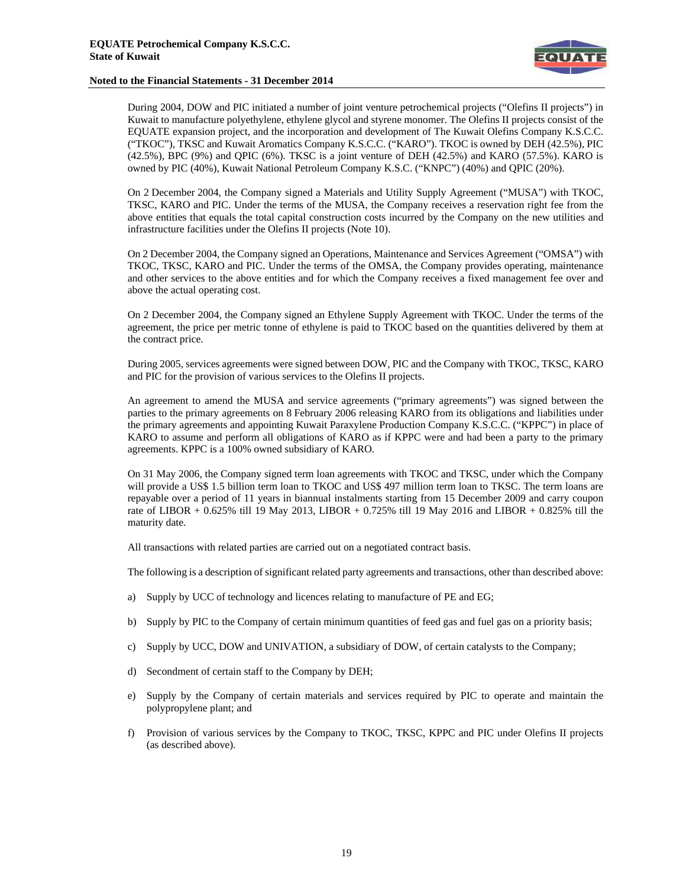During 2004, DOW and PIC initiated a number of joint venture petrochemical projects ("Olefins II projects") in Kuwait to manufacture polyethylene, ethylene glycol and styrene monomer. The Olefins II projects consist of the EQUATE expansion project, and the incorporation and development of The Kuwait Olefins Company K.S.C.C. ("TKOC"), TKSC and Kuwait Aromatics Company K.S.C.C. ("KARO"). TKOC is owned by DEH (42.5%), PIC (42.5%), BPC (9%) and QPIC (6%). TKSC is a joint venture of DEH (42.5%) and KARO (57.5%). KARO is owned by PIC (40%), Kuwait National Petroleum Company K.S.C. ("KNPC") (40%) and QPIC (20%).

On 2 December 2004, the Company signed a Materials and Utility Supply Agreement ("MUSA") with TKOC, TKSC, KARO and PIC. Under the terms of the MUSA, the Company receives a reservation right fee from the above entities that equals the total capital construction costs incurred by the Company on the new utilities and infrastructure facilities under the Olefins II projects (Note 10).

On 2 December 2004, the Company signed an Operations, Maintenance and Services Agreement ("OMSA") with TKOC, TKSC, KARO and PIC. Under the terms of the OMSA, the Company provides operating, maintenance and other services to the above entities and for which the Company receives a fixed management fee over and above the actual operating cost.

On 2 December 2004, the Company signed an Ethylene Supply Agreement with TKOC. Under the terms of the agreement, the price per metric tonne of ethylene is paid to TKOC based on the quantities delivered by them at the contract price.

During 2005, services agreements were signed between DOW, PIC and the Company with TKOC, TKSC, KARO and PIC for the provision of various services to the Olefins II projects.

An agreement to amend the MUSA and service agreements ("primary agreements") was signed between the parties to the primary agreements on 8 February 2006 releasing KARO from its obligations and liabilities under the primary agreements and appointing Kuwait Paraxylene Production Company K.S.C.C. ("KPPC") in place of KARO to assume and perform all obligations of KARO as if KPPC were and had been a party to the primary agreements. KPPC is a 100% owned subsidiary of KARO.

On 31 May 2006, the Company signed term loan agreements with TKOC and TKSC, under which the Company will provide a US$ 1.5 billion term loan to TKOC and US$ 497 million term loan to TKSC. The term loans are repayable over a period of 11 years in biannual instalments starting from 15 December 2009 and carry coupon rate of LIBOR + 0.625% till 19 May 2013, LIBOR + 0.725% till 19 May 2016 and LIBOR + 0.825% till the maturity date.

All transactions with related parties are carried out on a negotiated contract basis.

The following is a description of significant related party agreements and transactions, other than described above:

a) Supply by UCC of technology and licences relating to manufacture of PE and EG;

b) Supply by PIC to the Company of certain minimum quantities of feed gas and fuel gas on a priority basis;

c) Supply by UCC, DOW and UNIVATION, a subsidiary of DOW, of certain catalysts to the Company;

d) Secondment of certain staff to the Company by DEH;

e) Supply by the Company of certain materials and services required by PIC to operate and maintain the polypropylene plant; and

f) Provision of various services by the Company to TKOC, TKSC, KPPC and PIC under Olefins II projects (as described above).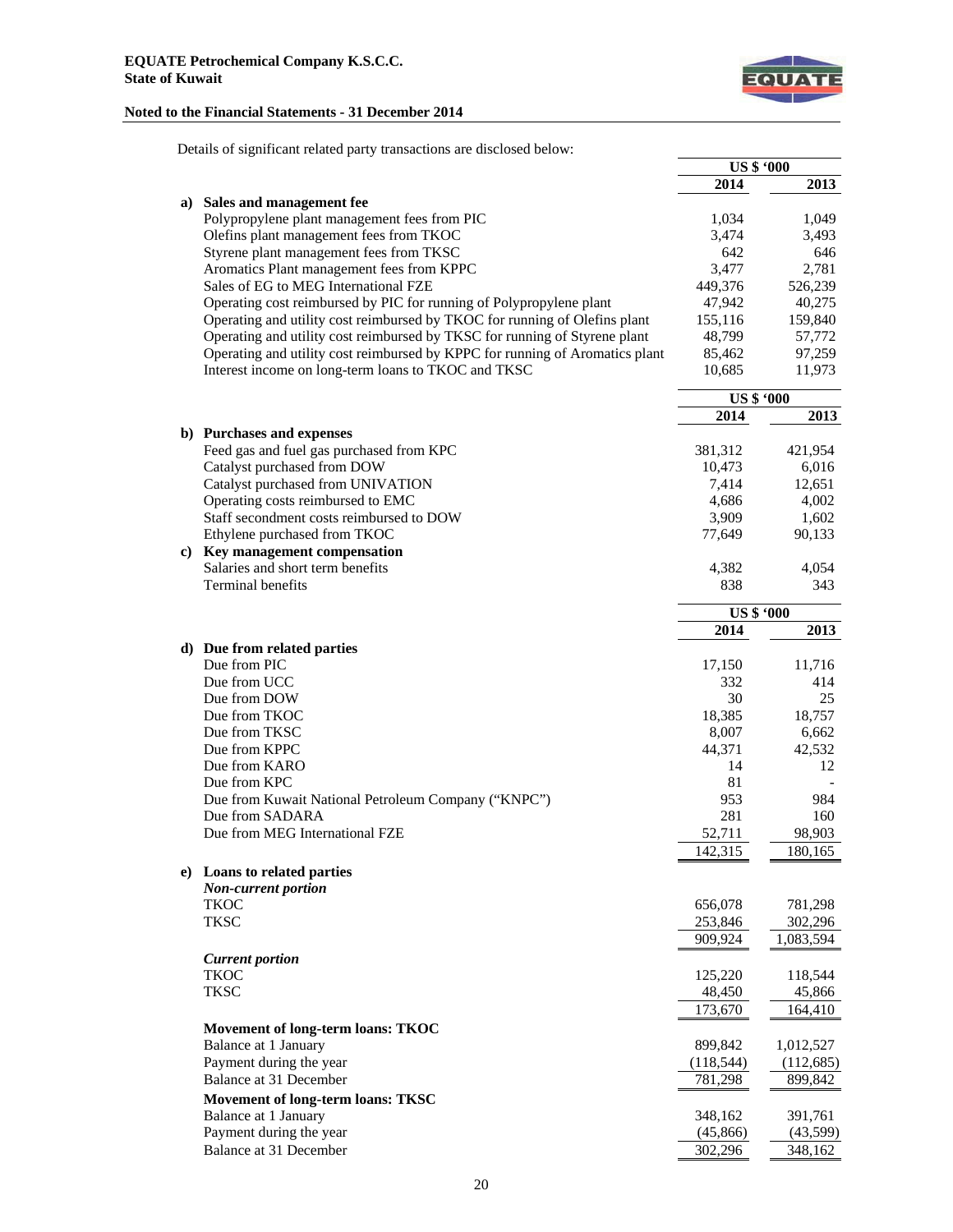Details of significant related party transactions are disclosed below:

| | US $ '000 2014 | US $ '000 2013 |
|---|---|---|
| **a) Sales and management fee** | | |
| Polypropylene plant management fees from PIC | 1,034 | 1,049 |
| Olefins plant management fees from TKOC | 3,474 | 3,493 |
| Styrene plant management fees from TKSC | 642 | 646 |
| Aromatics Plant management fees from KPPC | 3,477 | 2,781 |
| Sales of EG to MEG International FZE | 449,376 | 526,239 |
| Operating cost reimbursed by PIC for running of Polypropylene plant | 47,942 | 40,275 |
| Operating and utility cost reimbursed by TKOC for running of Olefins plant | 155,116 | 159,840 |
| Operating and utility cost reimbursed by TKSC for running of Styrene plant | 48,799 | 57,772 |
| Operating and utility cost reimbursed by KPPC for running of Aromatics plant | 85,462 | 97,259 |
| Interest income on long-term loans to TKOC and TKSC | 10,685 | 11,973 |

| | US $ '000 2014 | US $ '000 2013 |
|---|---|---|
| **b) Purchases and expenses** | | |
| Feed gas and fuel gas purchased from KPC | 381,312 | 421,954 |
| Catalyst purchased from DOW | 10,473 | 6,016 |
| Catalyst purchased from UNIVATION | 7,414 | 12,651 |
| Operating costs reimbursed to EMC | 4,686 | 4,002 |
| Staff secondment costs reimbursed to DOW | 3,909 | 1,602 |
| Ethylene purchased from TKOC | 77,649 | 90,133 |
| **c) Key management compensation** | | |
| Salaries and short term benefits | 4,382 | 4,054 |
| Terminal benefits | 838 | 343 |

| | US $ '000 2014 | US $ '000 2013 |
|---|---|---|
| **d) Due from related parties** | | |
| Due from PIC | 17,150 | 11,716 |
| Due from UCC | 332 | 414 |
| Due from DOW | 30 | 25 |
| Due from TKOC | 18,385 | 18,757 |
| Due from TKSC | 8,007 | 6,662 |
| Due from KPPC | 44,371 | 42,532 |
| Due from KARO | 14 | 12 |
| Due from KPC | 81 | - |
| Due from Kuwait National Petroleum Company ("KNPC") | 953 | 984 |
| Due from SADARA | 281 | 160 |
| Due from MEG International FZE | 52,711 | 98,903 |
| | 142,315 | 180,165 |
| **e) Loans to related parties** | | |
| ***Non-current portion*** | | |
| TKOC | 656,078 | 781,298 |
| TKSC | 253,846 | 302,296 |
| | 909,924 | 1,083,594 |
| ***Current portion*** | | |
| TKOC | 125,220 | 118,544 |
| TKSC | 48,450 | 45,866 |
| | 173,670 | 164,410 |
| **Movement of long-term loans: TKOC** | | |
| Balance at 1 January | 899,842 | 1,012,527 |
| Payment during the year | (118,544) | (112,685) |
| Balance at 31 December | 781,298 | 899,842 |
| **Movement of long-term loans: TKSC** | | |
| Balance at 1 January | 348,162 | 391,761 |
| Payment during the year | (45,866) | (43,599) |
| Balance at 31 December | 302,296 | 348,162 |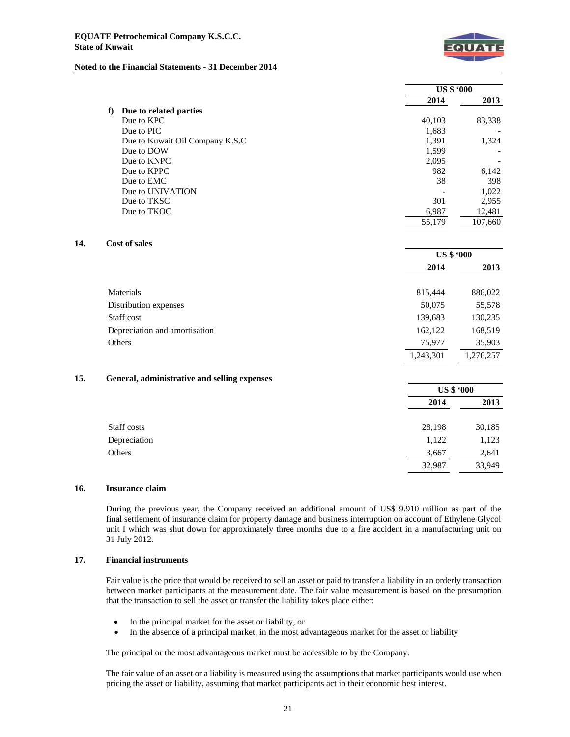| | US $ '000 | |
|---|---|---|
| | 2014 | 2013 |
| **f) Due to related parties** | | |
| Due to KPC | 40,103 | 83,338 |
| Due to PIC | 1,683 | - |
| Due to Kuwait Oil Company K.S.C | 1,391 | 1,324 |
| Due to DOW | 1,599 | - |
| Due to KNPC | 2,095 | - |
| Due to KPPC | 982 | 6,142 |
| Due to EMC | 38 | 398 |
| Due to UNIVATION | - | 1,022 |
| Due to TKSC | 301 | 2,955 |
| Due to TKOC | 6,987 | 12,481 |
| | 55,179 | 107,660 |

## 14. Cost of sales

| | US $ '000 | |
|---|---|---|
| | 2014 | 2013 |
| Materials | 815,444 | 886,022 |
| Distribution expenses | 50,075 | 55,578 |
| Staff cost | 139,683 | 130,235 |
| Depreciation and amortisation | 162,122 | 168,519 |
| Others | 75,977 | 35,903 |
| | 1,243,301 | 1,276,257 |

## 15. General, administrative and selling expenses

| | US $ '000 | |
|---|---|---|
| | 2014 | 2013 |
| Staff costs | 28,198 | 30,185 |
| Depreciation | 1,122 | 1,123 |
| Others | 3,667 | 2,641 |
| | 32,987 | 33,949 |

## 16. Insurance claim

During the previous year, the Company received an additional amount of US$ 9.910 million as part of the final settlement of insurance claim for property damage and business interruption on account of Ethylene Glycol unit I which was shut down for approximately three months due to a fire accident in a manufacturing unit on 31 July 2012.

## 17. Financial instruments

Fair value is the price that would be received to sell an asset or paid to transfer a liability in an orderly transaction between market participants at the measurement date. The fair value measurement is based on the presumption that the transaction to sell the asset or transfer the liability takes place either:

- In the principal market for the asset or liability, or
- In the absence of a principal market, in the most advantageous market for the asset or liability

The principal or the most advantageous market must be accessible to by the Company.

The fair value of an asset or a liability is measured using the assumptions that market participants would use when pricing the asset or liability, assuming that market participants act in their economic best interest.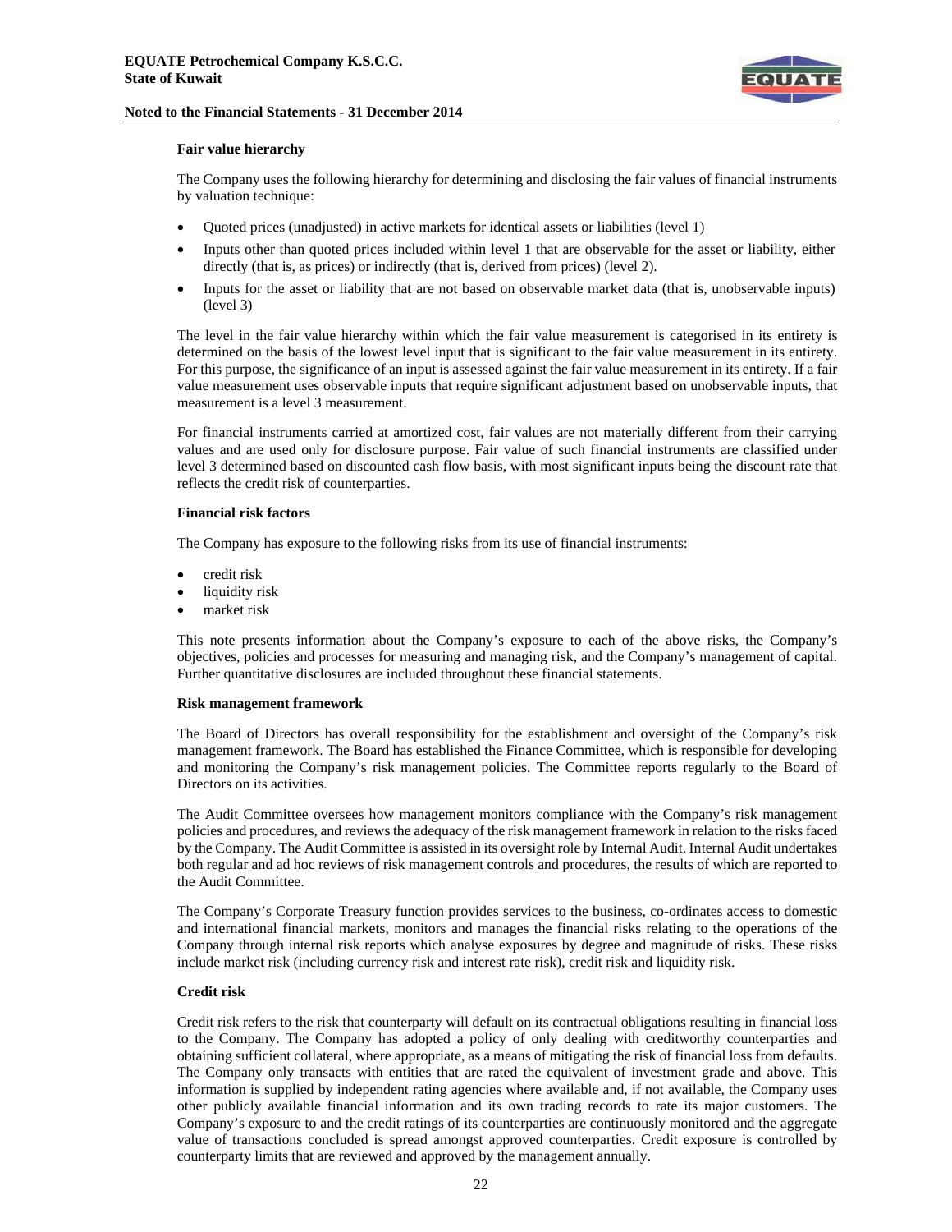#### Fair value hierarchy

The Company uses the following hierarchy for determining and disclosing the fair values of financial instruments by valuation technique:

- Quoted prices (unadjusted) in active markets for identical assets or liabilities (level 1)
- Inputs other than quoted prices included within level 1 that are observable for the asset or liability, either directly (that is, as prices) or indirectly (that is, derived from prices) (level 2).
- Inputs for the asset or liability that are not based on observable market data (that is, unobservable inputs) (level 3)

The level in the fair value hierarchy within which the fair value measurement is categorised in its entirety is determined on the basis of the lowest level input that is significant to the fair value measurement in its entirety. For this purpose, the significance of an input is assessed against the fair value measurement in its entirety. If a fair value measurement uses observable inputs that require significant adjustment based on unobservable inputs, that measurement is a level 3 measurement.

For financial instruments carried at amortized cost, fair values are not materially different from their carrying values and are used only for disclosure purpose. Fair value of such financial instruments are classified under level 3 determined based on discounted cash flow basis, with most significant inputs being the discount rate that reflects the credit risk of counterparties.

#### Financial risk factors

The Company has exposure to the following risks from its use of financial instruments:

- credit risk
- liquidity risk
- market risk

This note presents information about the Company's exposure to each of the above risks, the Company's objectives, policies and processes for measuring and managing risk, and the Company's management of capital. Further quantitative disclosures are included throughout these financial statements.

#### Risk management framework

The Board of Directors has overall responsibility for the establishment and oversight of the Company's risk management framework. The Board has established the Finance Committee, which is responsible for developing and monitoring the Company's risk management policies. The Committee reports regularly to the Board of Directors on its activities.

The Audit Committee oversees how management monitors compliance with the Company's risk management policies and procedures, and reviews the adequacy of the risk management framework in relation to the risks faced by the Company. The Audit Committee is assisted in its oversight role by Internal Audit. Internal Audit undertakes both regular and ad hoc reviews of risk management controls and procedures, the results of which are reported to the Audit Committee.

The Company's Corporate Treasury function provides services to the business, co-ordinates access to domestic and international financial markets, monitors and manages the financial risks relating to the operations of the Company through internal risk reports which analyse exposures by degree and magnitude of risks. These risks include market risk (including currency risk and interest rate risk), credit risk and liquidity risk.

#### Credit risk

Credit risk refers to the risk that counterparty will default on its contractual obligations resulting in financial loss to the Company. The Company has adopted a policy of only dealing with creditworthy counterparties and obtaining sufficient collateral, where appropriate, as a means of mitigating the risk of financial loss from defaults. The Company only transacts with entities that are rated the equivalent of investment grade and above. This information is supplied by independent rating agencies where available and, if not available, the Company uses other publicly available financial information and its own trading records to rate its major customers. The Company's exposure to and the credit ratings of its counterparties are continuously monitored and the aggregate value of transactions concluded is spread amongst approved counterparties. Credit exposure is controlled by counterparty limits that are reviewed and approved by the management annually.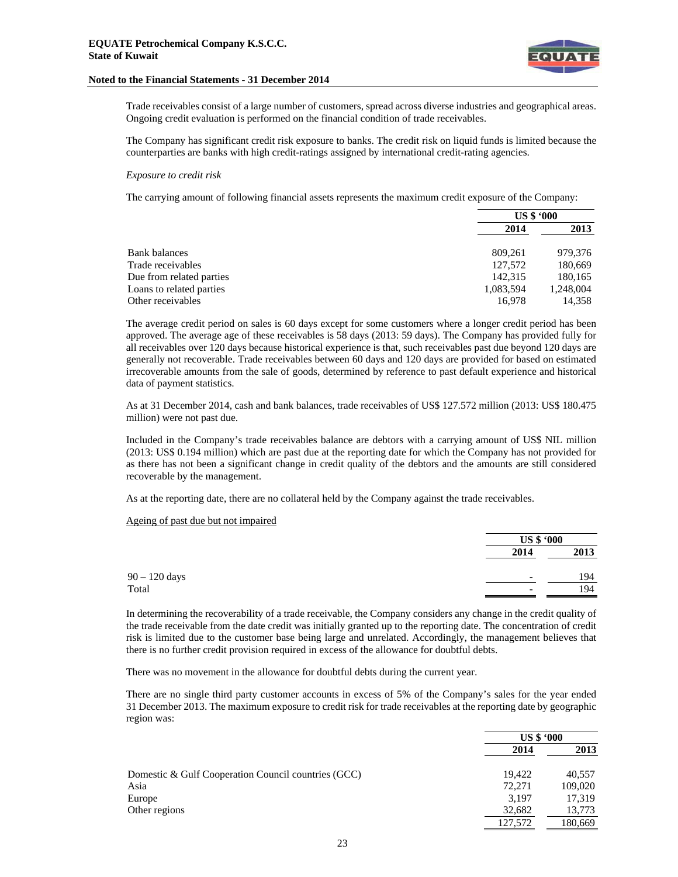Trade receivables consist of a large number of customers, spread across diverse industries and geographical areas. Ongoing credit evaluation is performed on the financial condition of trade receivables.

The Company has significant credit risk exposure to banks. The credit risk on liquid funds is limited because the counterparties are banks with high credit-ratings assigned by international credit-rating agencies.

*Exposure to credit risk*

The carrying amount of following financial assets represents the maximum credit exposure of the Company:

| | US $ '000 | |
|---|---|---|
| | 2014 | 2013 |
| Bank balances | 809,261 | 979,376 |
| Trade receivables | 127,572 | 180,669 |
| Due from related parties | 142,315 | 180,165 |
| Loans to related parties | 1,083,594 | 1,248,004 |
| Other receivables | 16,978 | 14,358 |

The average credit period on sales is 60 days except for some customers where a longer credit period has been approved. The average age of these receivables is 58 days (2013: 59 days). The Company has provided fully for all receivables over 120 days because historical experience is that, such receivables past due beyond 120 days are generally not recoverable. Trade receivables between 60 days and 120 days are provided for based on estimated irrecoverable amounts from the sale of goods, determined by reference to past default experience and historical data of payment statistics.

As at 31 December 2014, cash and bank balances, trade receivables of US$ 127.572 million (2013: US$ 180.475 million) were not past due.

Included in the Company's trade receivables balance are debtors with a carrying amount of US$ NIL million (2013: US$ 0.194 million) which are past due at the reporting date for which the Company has not provided for as there has not been a significant change in credit quality of the debtors and the amounts are still considered recoverable by the management.

As at the reporting date, there are no collateral held by the Company against the trade receivables.

Ageing of past due but not impaired

| | US $ '000 | |
|---|---|---|
| | 2014 | 2013 |
| 90 – 120 days | - | 194 |
| Total | - | 194 |

In determining the recoverability of a trade receivable, the Company considers any change in the credit quality of the trade receivable from the date credit was initially granted up to the reporting date. The concentration of credit risk is limited due to the customer base being large and unrelated. Accordingly, the management believes that there is no further credit provision required in excess of the allowance for doubtful debts.

There was no movement in the allowance for doubtful debts during the current year.

There are no single third party customer accounts in excess of 5% of the Company's sales for the year ended 31 December 2013. The maximum exposure to credit risk for trade receivables at the reporting date by geographic region was:

| | US $ '000 | |
|---|---|---|
| | 2014 | 2013 |
| Domestic & Gulf Cooperation Council countries (GCC) | 19,422 | 40,557 |
| Asia | 72,271 | 109,020 |
| Europe | 3,197 | 17,319 |
| Other regions | 32,682 | 13,773 |
| | 127,572 | 180,669 |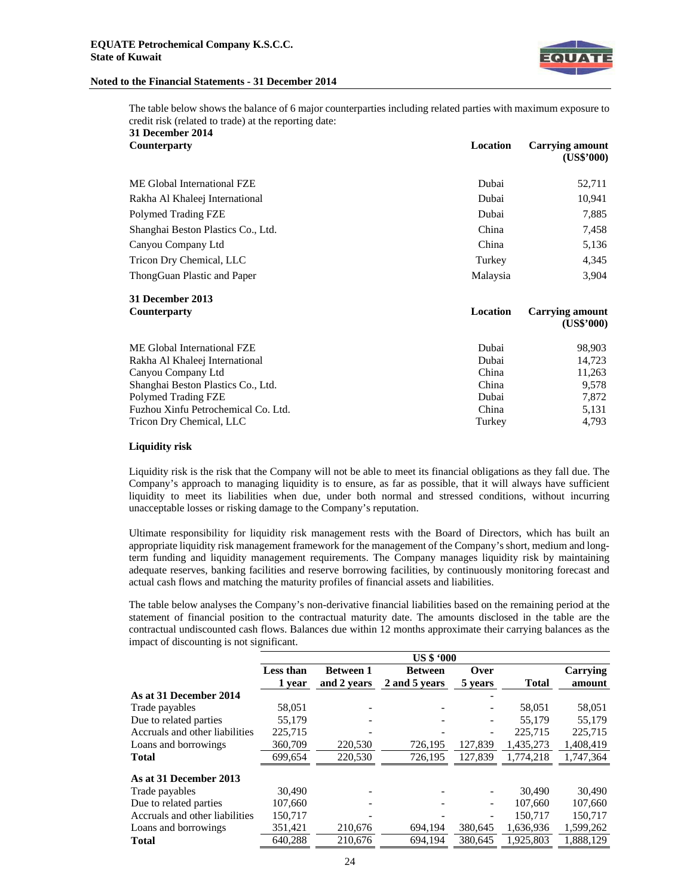The table below shows the balance of 6 major counterparties including related parties with maximum exposure to credit risk (related to trade) at the reporting date:

**31 December 2014**

| Counterparty | Location | Carrying amount (US$'000) |
|---|---|---|
| ME Global International FZE | Dubai | 52,711 |
| Rakha Al Khaleej International | Dubai | 10,941 |
| Polymed Trading FZE | Dubai | 7,885 |
| Shanghai Beston Plastics Co., Ltd. | China | 7,458 |
| Canyou Company Ltd | China | 5,136 |
| Tricon Dry Chemical, LLC | Turkey | 4,345 |
| ThongGuan Plastic and Paper | Malaysia | 3,904 |

**31 December 2013**

| Counterparty | Location | Carrying amount (US$'000) |
|---|---|---|
| ME Global International FZE | Dubai | 98,903 |
| Rakha Al Khaleej International | Dubai | 14,723 |
| Canyou Company Ltd | China | 11,263 |
| Shanghai Beston Plastics Co., Ltd. | China | 9,578 |
| Polymed Trading FZE | Dubai | 7,872 |
| Fuzhou Xinfu Petrochemical Co. Ltd. | China | 5,131 |
| Tricon Dry Chemical, LLC | Turkey | 4,793 |

**Liquidity risk**

Liquidity risk is the risk that the Company will not be able to meet its financial obligations as they fall due. The Company's approach to managing liquidity is to ensure, as far as possible, that it will always have sufficient liquidity to meet its liabilities when due, under both normal and stressed conditions, without incurring unacceptable losses or risking damage to the Company's reputation.

Ultimate responsibility for liquidity risk management rests with the Board of Directors, which has built an appropriate liquidity risk management framework for the management of the Company's short, medium and long-term funding and liquidity management requirements. The Company manages liquidity risk by maintaining adequate reserves, banking facilities and reserve borrowing facilities, by continuously monitoring forecast and actual cash flows and matching the maturity profiles of financial assets and liabilities.

The table below analyses the Company's non-derivative financial liabilities based on the remaining period at the statement of financial position to the contractual maturity date. The amounts disclosed in the table are the contractual undiscounted cash flows. Balances due within 12 months approximate their carrying balances as the impact of discounting is not significant.

| | US $ '000 | | | | | |
|---|---|---|---|---|---|---|
| | Less than 1 year | Between 1 and 2 years | Between 2 and 5 years | Over 5 years | Total | Carrying amount |
| **As at 31 December 2014** | | | | - | | |
| Trade payables | 58,051 | - | - | - | 58,051 | 58,051 |
| Due to related parties | 55,179 | - | - | - | 55,179 | 55,179 |
| Accruals and other liabilities | 225,715 | - | - | - | 225,715 | 225,715 |
| Loans and borrowings | 360,709 | 220,530 | 726,195 | 127,839 | 1,435,273 | 1,408,419 |
| **Total** | 699,654 | 220,530 | 726,195 | 127,839 | 1,774,218 | 1,747,364 |
| **As at 31 December 2013** | | | | | | |
| Trade payables | 30,490 | - | - | - | 30,490 | 30,490 |
| Due to related parties | 107,660 | - | - | - | 107,660 | 107,660 |
| Accruals and other liabilities | 150,717 | - | - | - | 150,717 | 150,717 |
| Loans and borrowings | 351,421 | 210,676 | 694,194 | 380,645 | 1,636,936 | 1,599,262 |
| **Total** | 640,288 | 210,676 | 694,194 | 380,645 | 1,925,803 | 1,888,129 |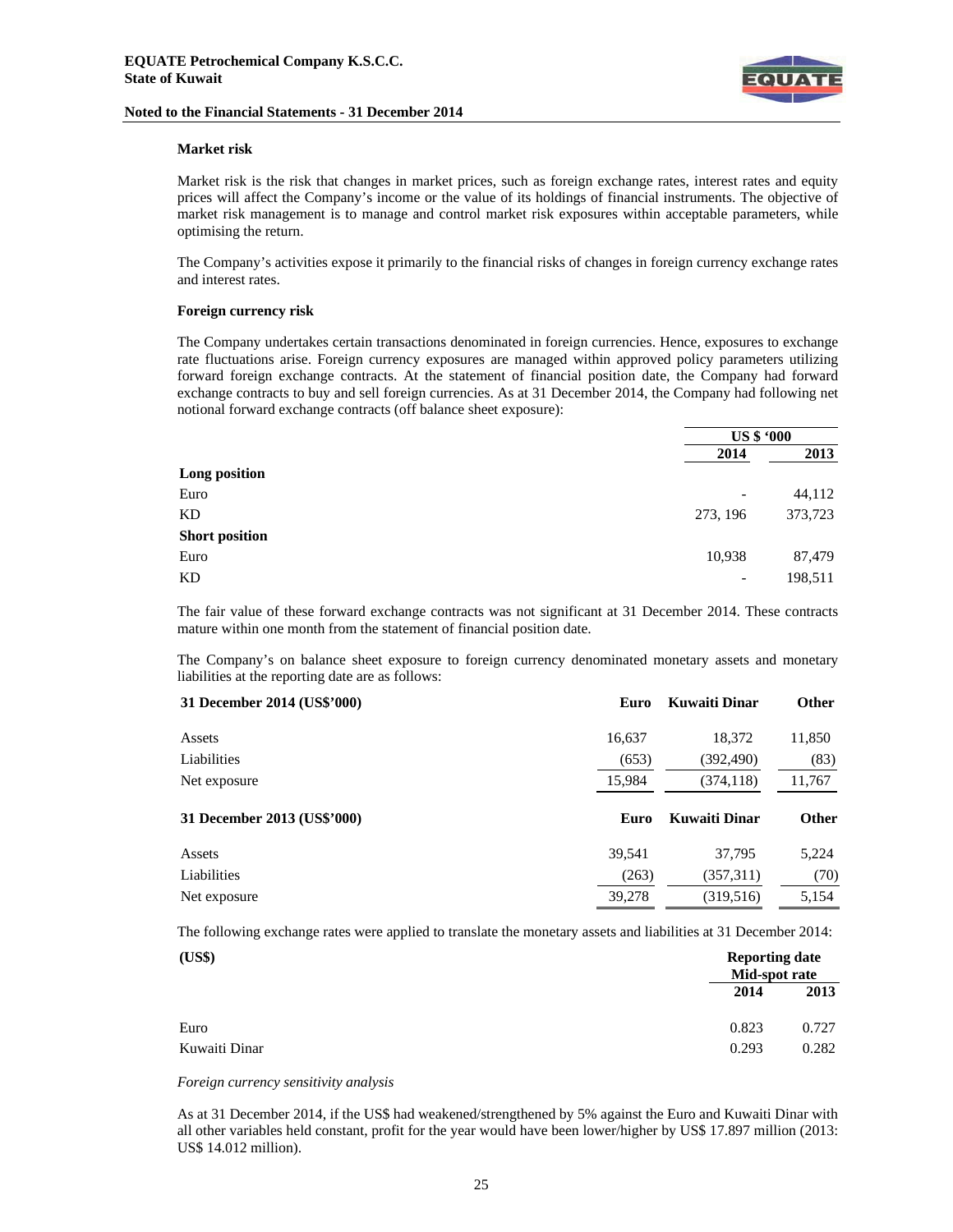### Market risk

Market risk is the risk that changes in market prices, such as foreign exchange rates, interest rates and equity prices will affect the Company's income or the value of its holdings of financial instruments. The objective of market risk management is to manage and control market risk exposures within acceptable parameters, while optimising the return.

The Company's activities expose it primarily to the financial risks of changes in foreign currency exchange rates and interest rates.

### Foreign currency risk

The Company undertakes certain transactions denominated in foreign currencies. Hence, exposures to exchange rate fluctuations arise. Foreign currency exposures are managed within approved policy parameters utilizing forward foreign exchange contracts. At the statement of financial position date, the Company had forward exchange contracts to buy and sell foreign currencies. As at 31 December 2014, the Company had following net notional forward exchange contracts (off balance sheet exposure):

| | US $ '000 | |
|---|---|---|
| | 2014 | 2013 |
| **Long position** | | |
| Euro | - | 44,112 |
| KD | 273, 196 | 373,723 |
| **Short position** | | |
| Euro | 10,938 | 87,479 |
| KD | - | 198,511 |

The fair value of these forward exchange contracts was not significant at 31 December 2014. These contracts mature within one month from the statement of financial position date.

The Company's on balance sheet exposure to foreign currency denominated monetary assets and monetary liabilities at the reporting date are as follows:

| 31 December 2014 (US$'000) | Euro | Kuwaiti Dinar | Other |
|---|---|---|---|
| Assets | 16,637 | 18,372 | 11,850 |
| Liabilities | (653) | (392,490) | (83) |
| Net exposure | 15,984 | (374,118) | 11,767 |

| 31 December 2013 (US$'000) | Euro | Kuwaiti Dinar | Other |
|---|---|---|---|
| Assets | 39,541 | 37,795 | 5,224 |
| Liabilities | (263) | (357,311) | (70) |
| Net exposure | 39,278 | (319,516) | 5,154 |

The following exchange rates were applied to translate the monetary assets and liabilities at 31 December 2014:

| (US$) | Reporting date Mid-spot rate | |
|---|---|---|
| | 2014 | 2013 |
| Euro | 0.823 | 0.727 |
| Kuwaiti Dinar | 0.293 | 0.282 |

*Foreign currency sensitivity analysis*

As at 31 December 2014, if the US$ had weakened/strengthened by 5% against the Euro and Kuwaiti Dinar with all other variables held constant, profit for the year would have been lower/higher by US$ 17.897 million (2013: US$ 14.012 million).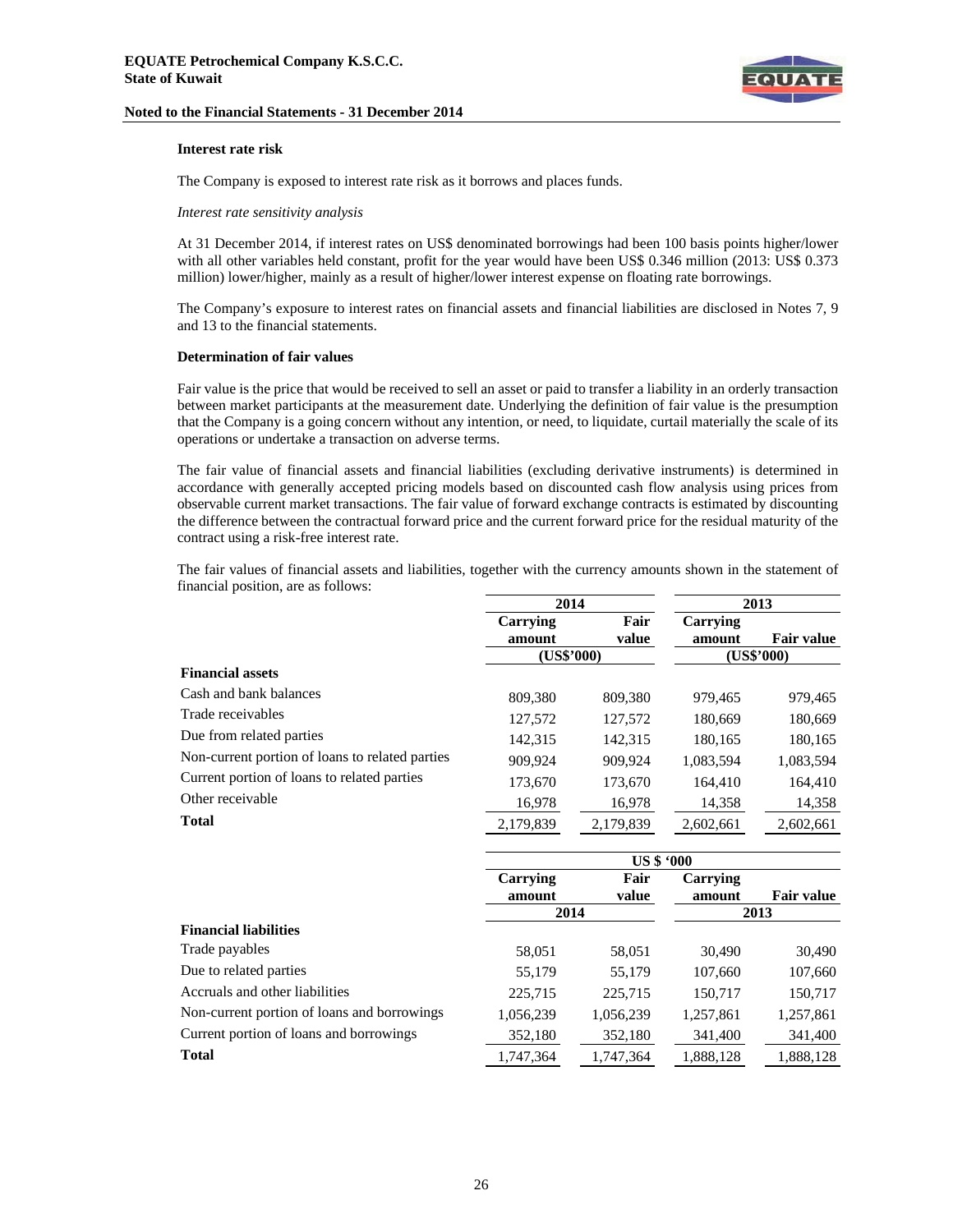### Interest rate risk

The Company is exposed to interest rate risk as it borrows and places funds.

*Interest rate sensitivity analysis*

At 31 December 2014, if interest rates on US$ denominated borrowings had been 100 basis points higher/lower with all other variables held constant, profit for the year would have been US$ 0.346 million (2013: US$ 0.373 million) lower/higher, mainly as a result of higher/lower interest expense on floating rate borrowings.

The Company's exposure to interest rates on financial assets and financial liabilities are disclosed in Notes 7, 9 and 13 to the financial statements.

### Determination of fair values

Fair value is the price that would be received to sell an asset or paid to transfer a liability in an orderly transaction between market participants at the measurement date. Underlying the definition of fair value is the presumption that the Company is a going concern without any intention, or need, to liquidate, curtail materially the scale of its operations or undertake a transaction on adverse terms.

The fair value of financial assets and financial liabilities (excluding derivative instruments) is determined in accordance with generally accepted pricing models based on discounted cash flow analysis using prices from observable current market transactions. The fair value of forward exchange contracts is estimated by discounting the difference between the contractual forward price and the current forward price for the residual maturity of the contract using a risk-free interest rate.

The fair values of financial assets and liabilities, together with the currency amounts shown in the statement of financial position, are as follows:

| | 2014 | | 2013 | |
|---|---|---|---|---|
| | **Carrying amount** | **Fair value** | **Carrying amount** | **Fair value** |
| | **(US$'000)** | | **(US$'000)** | |
| **Financial assets** | | | | |
| Cash and bank balances | 809,380 | 809,380 | 979,465 | 979,465 |
| Trade receivables | 127,572 | 127,572 | 180,669 | 180,669 |
| Due from related parties | 142,315 | 142,315 | 180,165 | 180,165 |
| Non-current portion of loans to related parties | 909,924 | 909,924 | 1,083,594 | 1,083,594 |
| Current portion of loans to related parties | 173,670 | 173,670 | 164,410 | 164,410 |
| Other receivable | 16,978 | 16,978 | 14,358 | 14,358 |
| **Total** | 2,179,839 | 2,179,839 | 2,602,661 | 2,602,661 |

| | US $ '000 | | | |
|---|---|---|---|---|
| | **Carrying amount** | **Fair value** | **Carrying amount** | **Fair value** |
| | **2014** | | **2013** | |
| **Financial liabilities** | | | | |
| Trade payables | 58,051 | 58,051 | 30,490 | 30,490 |
| Due to related parties | 55,179 | 55,179 | 107,660 | 107,660 |
| Accruals and other liabilities | 225,715 | 225,715 | 150,717 | 150,717 |
| Non-current portion of loans and borrowings | 1,056,239 | 1,056,239 | 1,257,861 | 1,257,861 |
| Current portion of loans and borrowings | 352,180 | 352,180 | 341,400 | 341,400 |
| **Total** | 1,747,364 | 1,747,364 | 1,888,128 | 1,888,128 |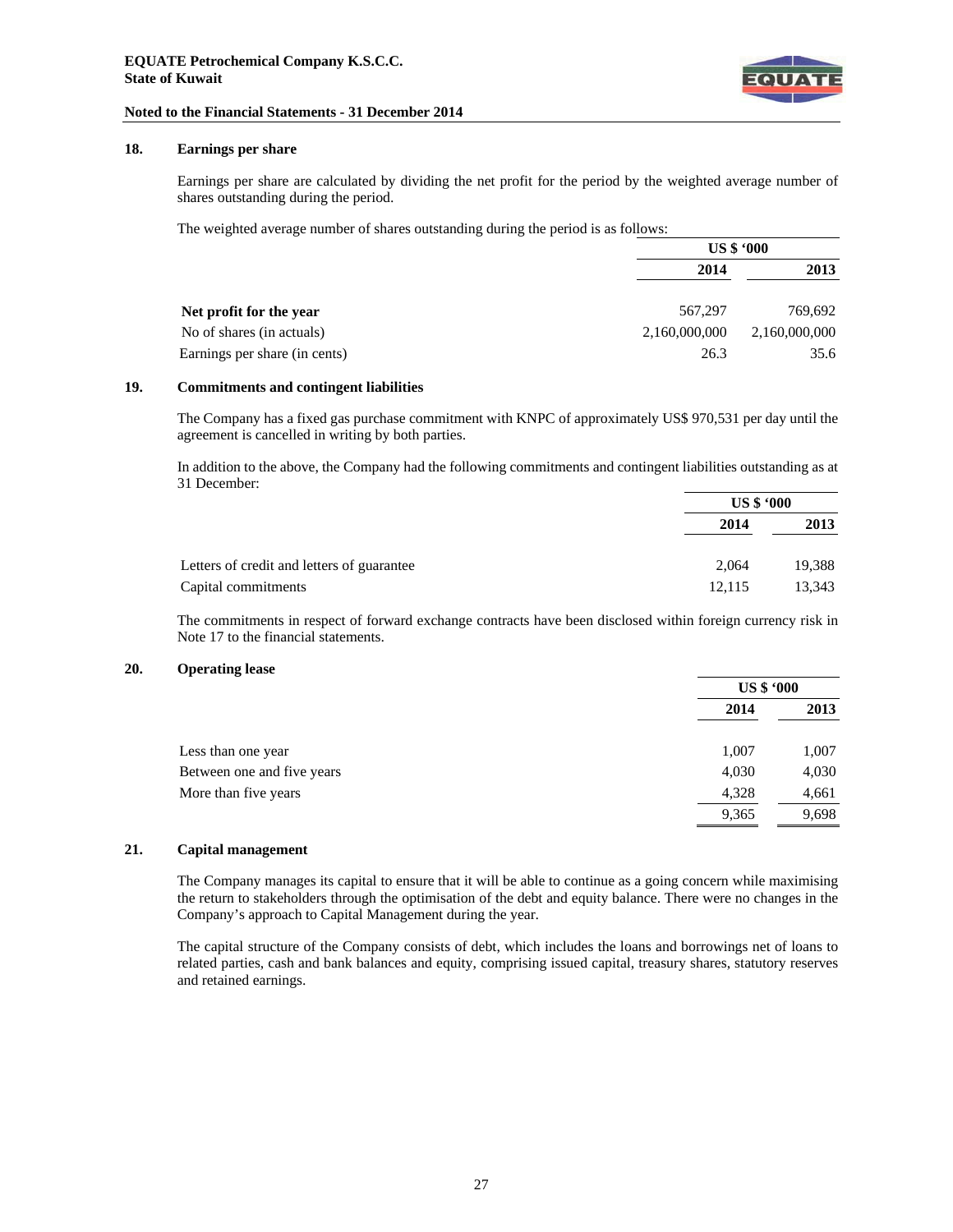## 18. Earnings per share

Earnings per share are calculated by dividing the net profit for the period by the weighted average number of shares outstanding during the period.

The weighted average number of shares outstanding during the period is as follows:

| | US $ '000 | |
|---|---|---|
| | **2014** | **2013** |
| **Net profit for the year** | 567,297 | 769,692 |
| No of shares (in actuals) | 2,160,000,000 | 2,160,000,000 |
| Earnings per share (in cents) | 26.3 | 35.6 |

## 19. Commitments and contingent liabilities

The Company has a fixed gas purchase commitment with KNPC of approximately US$ 970,531 per day until the agreement is cancelled in writing by both parties.

In addition to the above, the Company had the following commitments and contingent liabilities outstanding as at 31 December:

| | US $ '000 | |
|---|---|---|
| | **2014** | **2013** |
| Letters of credit and letters of guarantee | 2,064 | 19,388 |
| Capital commitments | 12,115 | 13,343 |

The commitments in respect of forward exchange contracts have been disclosed within foreign currency risk in Note 17 to the financial statements.

## 20. Operating lease

| | US $ '000 | |
|---|---|---|
| | **2014** | **2013** |
| Less than one year | 1,007 | 1,007 |
| Between one and five years | 4,030 | 4,030 |
| More than five years | 4,328 | 4,661 |
| | 9,365 | 9,698 |

## 21. Capital management

The Company manages its capital to ensure that it will be able to continue as a going concern while maximising the return to stakeholders through the optimisation of the debt and equity balance. There were no changes in the Company's approach to Capital Management during the year.

The capital structure of the Company consists of debt, which includes the loans and borrowings net of loans to related parties, cash and bank balances and equity, comprising issued capital, treasury shares, statutory reserves and retained earnings.